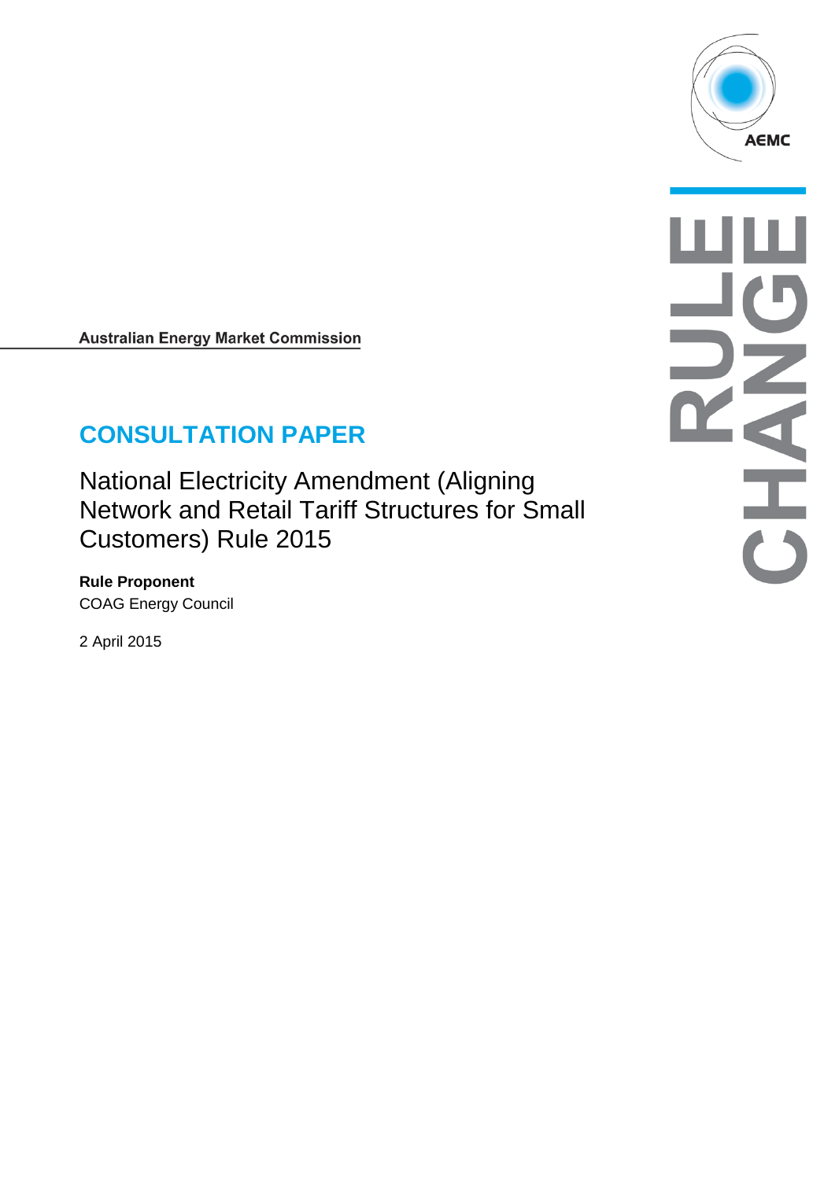AEMC

RULE CHANGE

Australian Energy Market Commission

# CONSULTATION PAPER

National Electricity Amendment (Aligning Network and Retail Tariff Structures for Small Customers) Rule 2015

**Rule Proponent**
COAG Energy Council

2 April 2015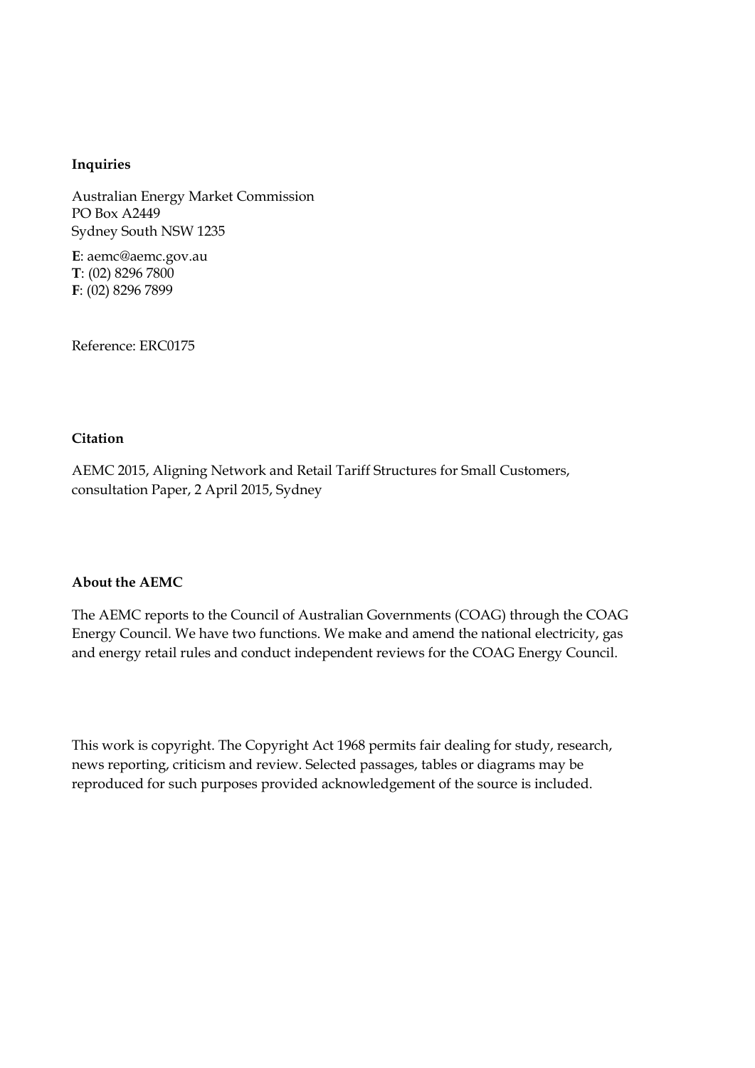**Inquiries**

Australian Energy Market Commission
PO Box A2449
Sydney South NSW 1235

**E**: aemc@aemc.gov.au
**T**: (02) 8296 7800
**F**: (02) 8296 7899

Reference: ERC0175

**Citation**

AEMC 2015, Aligning Network and Retail Tariff Structures for Small Customers, consultation Paper, 2 April 2015, Sydney

**About the AEMC**

The AEMC reports to the Council of Australian Governments (COAG) through the COAG Energy Council. We have two functions. We make and amend the national electricity, gas and energy retail rules and conduct independent reviews for the COAG Energy Council.

This work is copyright. The Copyright Act 1968 permits fair dealing for study, research, news reporting, criticism and review. Selected passages, tables or diagrams may be reproduced for such purposes provided acknowledgement of the source is included.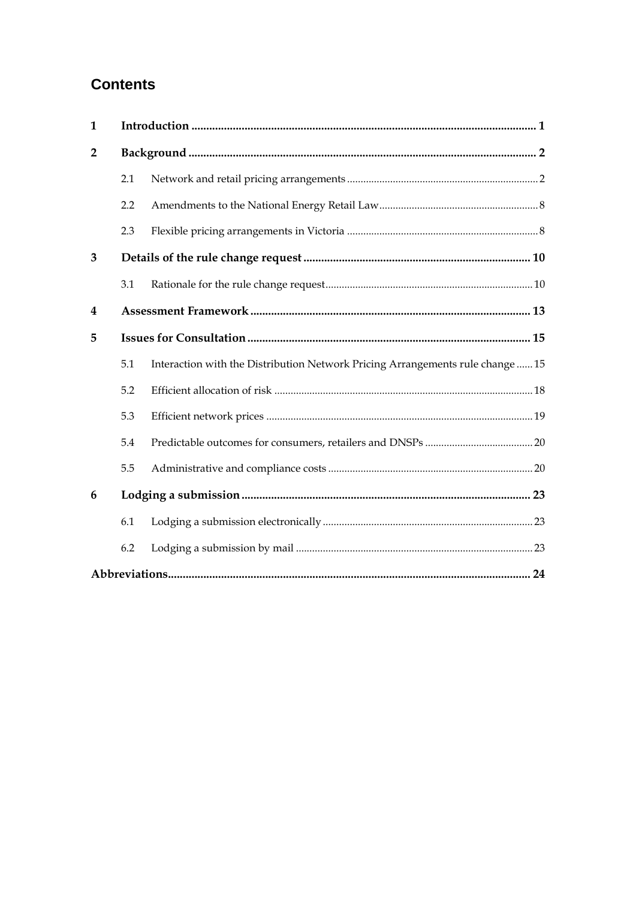# Contents

| | | |
|---|---|---|
| **1** | **Introduction** | **1** |
| **2** | **Background** | **2** |
| 2.1 | Network and retail pricing arrangements | 2 |
| 2.2 | Amendments to the National Energy Retail Law | 8 |
| 2.3 | Flexible pricing arrangements in Victoria | 8 |
| **3** | **Details of the rule change request** | **10** |
| 3.1 | Rationale for the rule change request | 10 |
| **4** | **Assessment Framework** | **13** |
| **5** | **Issues for Consultation** | **15** |
| 5.1 | Interaction with the Distribution Network Pricing Arrangements rule change | 15 |
| 5.2 | Efficient allocation of risk | 18 |
| 5.3 | Efficient network prices | 19 |
| 5.4 | Predictable outcomes for consumers, retailers and DNSPs | 20 |
| 5.5 | Administrative and compliance costs | 20 |
| **6** | **Lodging a submission** | **23** |
| 6.1 | Lodging a submission electronically | 23 |
| 6.2 | Lodging a submission by mail | 23 |
| **Abbreviations** | | **24** |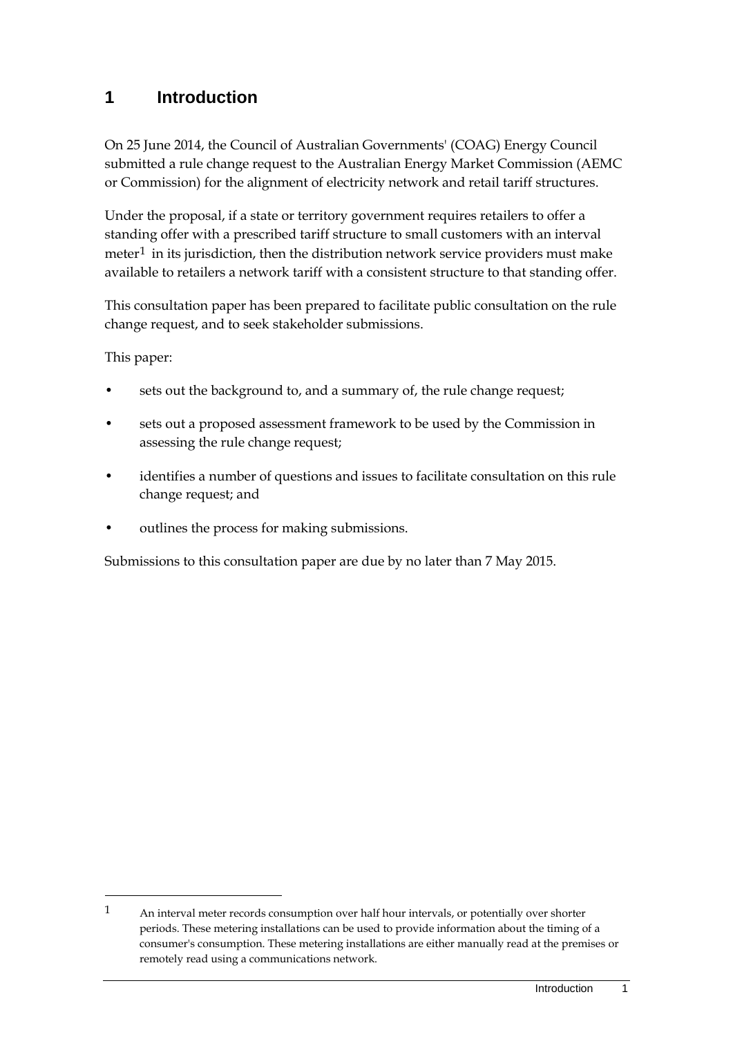# 1 Introduction

On 25 June 2014, the Council of Australian Governments' (COAG) Energy Council submitted a rule change request to the Australian Energy Market Commission (AEMC or Commission) for the alignment of electricity network and retail tariff structures.

Under the proposal, if a state or territory government requires retailers to offer a standing offer with a prescribed tariff structure to small customers with an interval meter[1] in its jurisdiction, then the distribution network service providers must make available to retailers a network tariff with a consistent structure to that standing offer.

This consultation paper has been prepared to facilitate public consultation on the rule change request, and to seek stakeholder submissions.

This paper:

- sets out the background to, and a summary of, the rule change request;
- sets out a proposed assessment framework to be used by the Commission in assessing the rule change request;
- identifies a number of questions and issues to facilitate consultation on this rule change request; and
- outlines the process for making submissions.

Submissions to this consultation paper are due by no later than 7 May 2015.

[1] An interval meter records consumption over half hour intervals, or potentially over shorter periods. These metering installations can be used to provide information about the timing of a consumer's consumption. These metering installations are either manually read at the premises or remotely read using a communications network.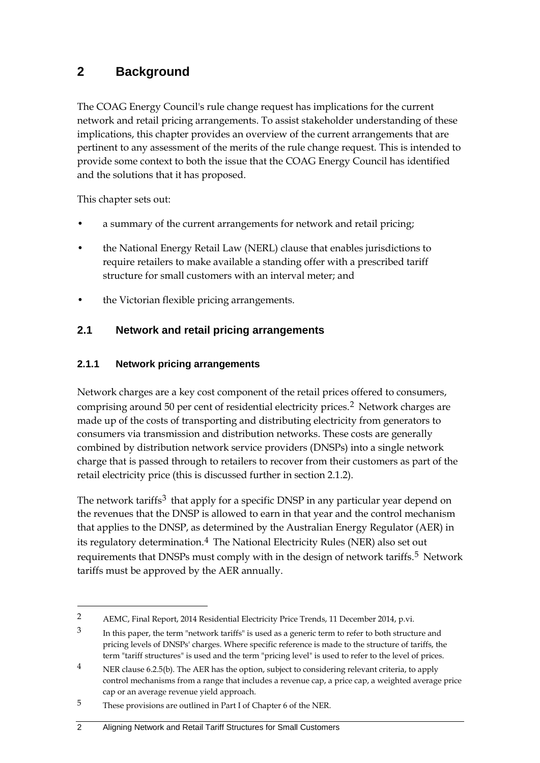# 2 Background

The COAG Energy Council's rule change request has implications for the current network and retail pricing arrangements. To assist stakeholder understanding of these implications, this chapter provides an overview of the current arrangements that are pertinent to any assessment of the merits of the rule change request. This is intended to provide some context to both the issue that the COAG Energy Council has identified and the solutions that it has proposed.

This chapter sets out:

- a summary of the current arrangements for network and retail pricing;
- the National Energy Retail Law (NERL) clause that enables jurisdictions to require retailers to make available a standing offer with a prescribed tariff structure for small customers with an interval meter; and
- the Victorian flexible pricing arrangements.

## 2.1 Network and retail pricing arrangements

### 2.1.1 Network pricing arrangements

Network charges are a key cost component of the retail prices offered to consumers, comprising around 50 per cent of residential electricity prices.[2] Network charges are made up of the costs of transporting and distributing electricity from generators to consumers via transmission and distribution networks. These costs are generally combined by distribution network service providers (DNSPs) into a single network charge that is passed through to retailers to recover from their customers as part of the retail electricity price (this is discussed further in section 2.1.2).

The network tariffs[3] that apply for a specific DNSP in any particular year depend on the revenues that the DNSP is allowed to earn in that year and the control mechanism that applies to the DNSP, as determined by the Australian Energy Regulator (AER) in its regulatory determination.[4] The National Electricity Rules (NER) also set out requirements that DNSPs must comply with in the design of network tariffs.[5] Network tariffs must be approved by the AER annually.

---

[2] AEMC, Final Report, 2014 Residential Electricity Price Trends, 11 December 2014, p.vi.

[3] In this paper, the term "network tariffs" is used as a generic term to refer to both structure and pricing levels of DNSPs' charges. Where specific reference is made to the structure of tariffs, the term "tariff structures" is used and the term "pricing level" is used to refer to the level of prices.

[4] NER clause 6.2.5(b). The AER has the option, subject to considering relevant criteria, to apply control mechanisms from a range that includes a revenue cap, a price cap, a weighted average price cap or an average revenue yield approach.

[5] These provisions are outlined in Part I of Chapter 6 of the NER.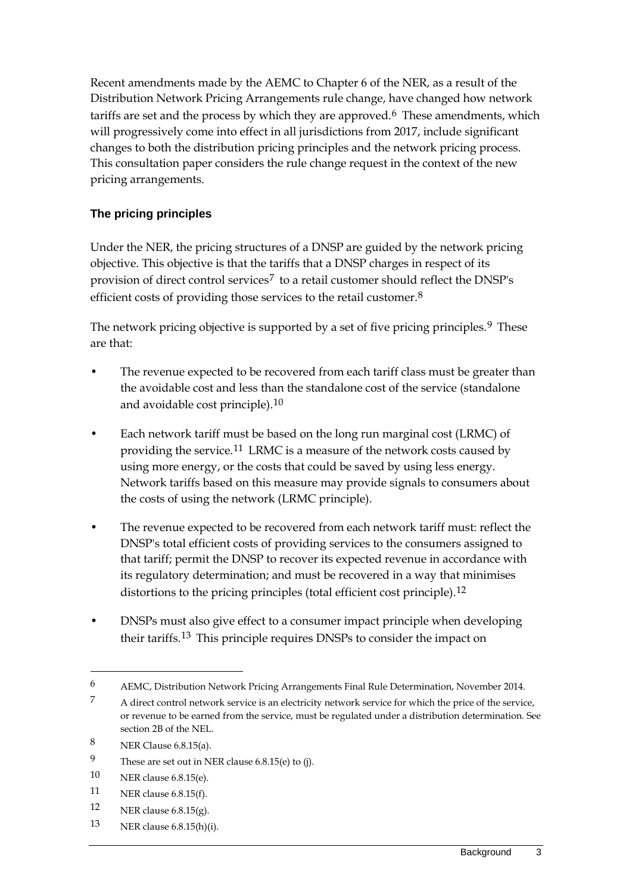Recent amendments made by the AEMC to Chapter 6 of the NER, as a result of the Distribution Network Pricing Arrangements rule change, have changed how network tariffs are set and the process by which they are approved.[6] These amendments, which will progressively come into effect in all jurisdictions from 2017, include significant changes to both the distribution pricing principles and the network pricing process. This consultation paper considers the rule change request in the context of the new pricing arrangements.

### The pricing principles

Under the NER, the pricing structures of a DNSP are guided by the network pricing objective. This objective is that the tariffs that a DNSP charges in respect of its provision of direct control services[7] to a retail customer should reflect the DNSP's efficient costs of providing those services to the retail customer.[8]

The network pricing objective is supported by a set of five pricing principles.[9] These are that:

- The revenue expected to be recovered from each tariff class must be greater than the avoidable cost and less than the standalone cost of the service (standalone and avoidable cost principle).[10]
- Each network tariff must be based on the long run marginal cost (LRMC) of providing the service.[11] LRMC is a measure of the network costs caused by using more energy, or the costs that could be saved by using less energy. Network tariffs based on this measure may provide signals to consumers about the costs of using the network (LRMC principle).
- The revenue expected to be recovered from each network tariff must: reflect the DNSP's total efficient costs of providing services to the consumers assigned to that tariff; permit the DNSP to recover its expected revenue in accordance with its regulatory determination; and must be recovered in a way that minimises distortions to the pricing principles (total efficient cost principle).[12]
- DNSPs must also give effect to a consumer impact principle when developing their tariffs.[13] This principle requires DNSPs to consider the impact on

---

6 AEMC, Distribution Network Pricing Arrangements Final Rule Determination, November 2014.

7 A direct control network service is an electricity network service for which the price of the service, or revenue to be earned from the service, must be regulated under a distribution determination. See section 2B of the NEL.

8 NER Clause 6.8.15(a).

9 These are set out in NER clause 6.8.15(e) to (j).

10 NER clause 6.8.15(e).

11 NER clause 6.8.15(f).

12 NER clause 6.8.15(g).

13 NER clause 6.8.15(h)(i).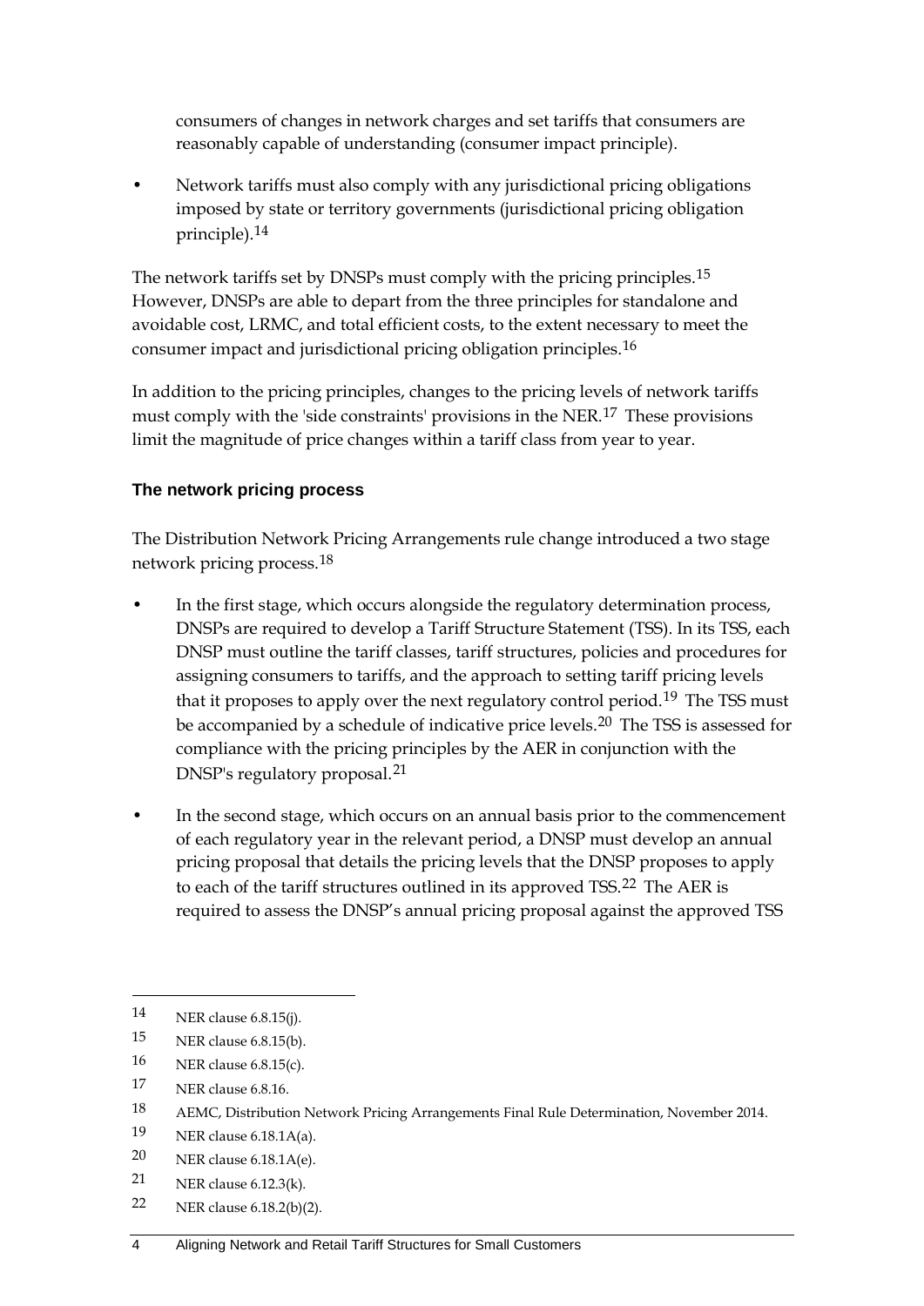consumers of changes in network charges and set tariffs that consumers are reasonably capable of understanding (consumer impact principle).

- Network tariffs must also comply with any jurisdictional pricing obligations imposed by state or territory governments (jurisdictional pricing obligation principle).[14]

The network tariffs set by DNSPs must comply with the pricing principles.[15] However, DNSPs are able to depart from the three principles for standalone and avoidable cost, LRMC, and total efficient costs, to the extent necessary to meet the consumer impact and jurisdictional pricing obligation principles.[16]

In addition to the pricing principles, changes to the pricing levels of network tariffs must comply with the 'side constraints' provisions in the NER.[17] These provisions limit the magnitude of price changes within a tariff class from year to year.

### The network pricing process

The Distribution Network Pricing Arrangements rule change introduced a two stage network pricing process.[18]

- In the first stage, which occurs alongside the regulatory determination process, DNSPs are required to develop a Tariff Structure Statement (TSS). In its TSS, each DNSP must outline the tariff classes, tariff structures, policies and procedures for assigning consumers to tariffs, and the approach to setting tariff pricing levels that it proposes to apply over the next regulatory control period.[19] The TSS must be accompanied by a schedule of indicative price levels.[20] The TSS is assessed for compliance with the pricing principles by the AER in conjunction with the DNSP's regulatory proposal.[21]

- In the second stage, which occurs on an annual basis prior to the commencement of each regulatory year in the relevant period, a DNSP must develop an annual pricing proposal that details the pricing levels that the DNSP proposes to apply to each of the tariff structures outlined in its approved TSS.[22] The AER is required to assess the DNSP's annual pricing proposal against the approved TSS

---

14 NER clause 6.8.15(j).

15 NER clause 6.8.15(b).

16 NER clause 6.8.15(c).

17 NER clause 6.8.16.

18 AEMC, Distribution Network Pricing Arrangements Final Rule Determination, November 2014.

19 NER clause 6.18.1A(a).

20 NER clause 6.18.1A(e).

21 NER clause 6.12.3(k).

22 NER clause 6.18.2(b)(2).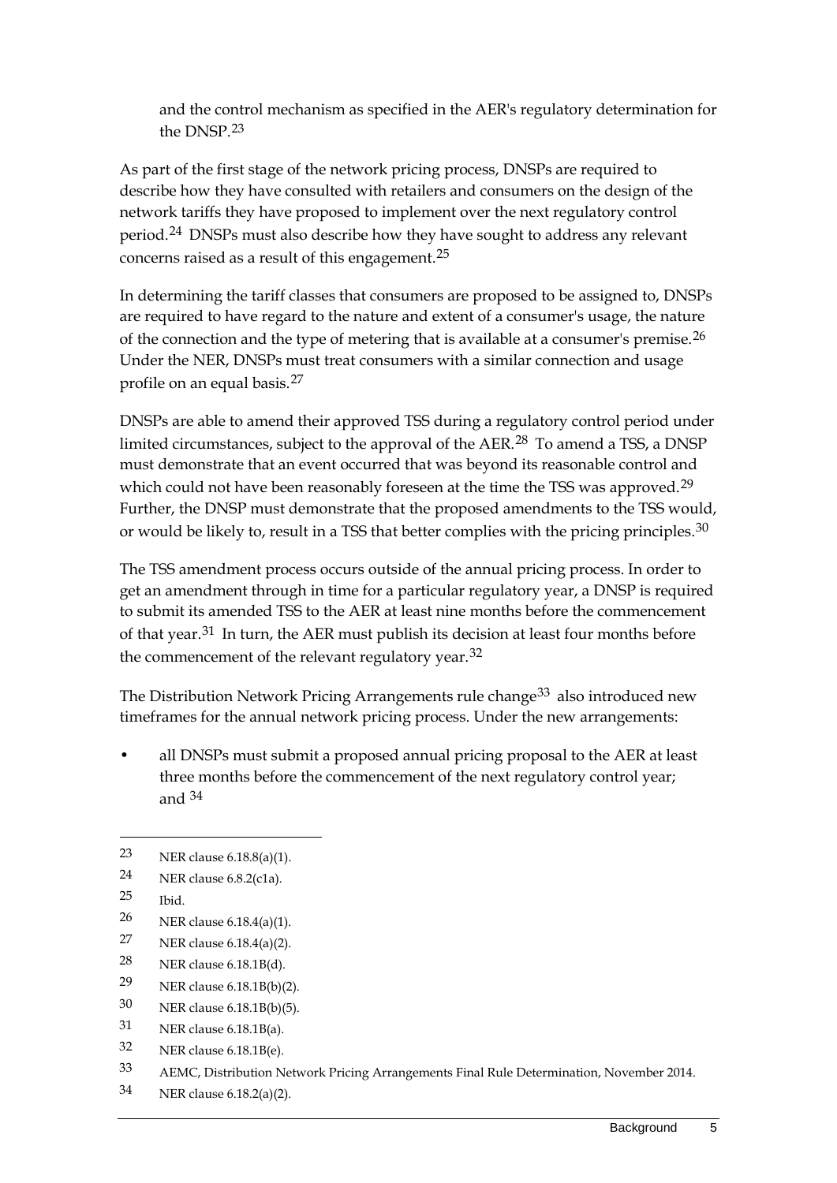and the control mechanism as specified in the AER's regulatory determination for the DNSP.[23]

As part of the first stage of the network pricing process, DNSPs are required to describe how they have consulted with retailers and consumers on the design of the network tariffs they have proposed to implement over the next regulatory control period.[24] DNSPs must also describe how they have sought to address any relevant concerns raised as a result of this engagement.[25]

In determining the tariff classes that consumers are proposed to be assigned to, DNSPs are required to have regard to the nature and extent of a consumer's usage, the nature of the connection and the type of metering that is available at a consumer's premise.[26] Under the NER, DNSPs must treat consumers with a similar connection and usage profile on an equal basis.[27]

DNSPs are able to amend their approved TSS during a regulatory control period under limited circumstances, subject to the approval of the AER.[28] To amend a TSS, a DNSP must demonstrate that an event occurred that was beyond its reasonable control and which could not have been reasonably foreseen at the time the TSS was approved.[29] Further, the DNSP must demonstrate that the proposed amendments to the TSS would, or would be likely to, result in a TSS that better complies with the pricing principles.[30]

The TSS amendment process occurs outside of the annual pricing process. In order to get an amendment through in time for a particular regulatory year, a DNSP is required to submit its amended TSS to the AER at least nine months before the commencement of that year.[31] In turn, the AER must publish its decision at least four months before the commencement of the relevant regulatory year.[32]

The Distribution Network Pricing Arrangements rule change[33] also introduced new timeframes for the annual network pricing process. Under the new arrangements:

- all DNSPs must submit a proposed annual pricing proposal to the AER at least three months before the commencement of the next regulatory control year; and [34]

---

[23] NER clause 6.18.8(a)(1).

[24] NER clause 6.8.2(c1a).

[25] Ibid.

[26] NER clause 6.18.4(a)(1).

[27] NER clause 6.18.4(a)(2).

[28] NER clause 6.18.1B(d).

[29] NER clause 6.18.1B(b)(2).

[30] NER clause 6.18.1B(b)(5).

[31] NER clause 6.18.1B(a).

[32] NER clause 6.18.1B(e).

[33] AEMC, Distribution Network Pricing Arrangements Final Rule Determination, November 2014.

[34] NER clause 6.18.2(a)(2).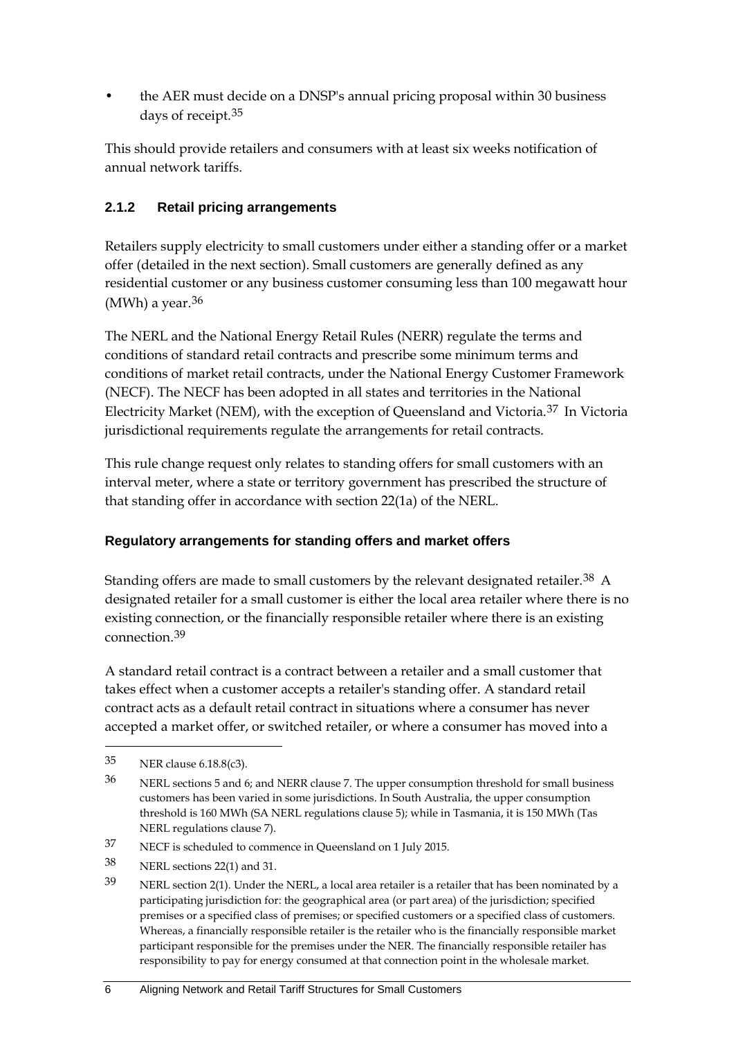- the AER must decide on a DNSP's annual pricing proposal within 30 business days of receipt.[35]

This should provide retailers and consumers with at least six weeks notification of annual network tariffs.

### 2.1.2 Retail pricing arrangements

Retailers supply electricity to small customers under either a standing offer or a market offer (detailed in the next section). Small customers are generally defined as any residential customer or any business customer consuming less than 100 megawatt hour (MWh) a year.[36]

The NERL and the National Energy Retail Rules (NERR) regulate the terms and conditions of standard retail contracts and prescribe some minimum terms and conditions of market retail contracts, under the National Energy Customer Framework (NECF). The NECF has been adopted in all states and territories in the National Electricity Market (NEM), with the exception of Queensland and Victoria.[37] In Victoria jurisdictional requirements regulate the arrangements for retail contracts.

This rule change request only relates to standing offers for small customers with an interval meter, where a state or territory government has prescribed the structure of that standing offer in accordance with section 22(1a) of the NERL.

#### Regulatory arrangements for standing offers and market offers

Standing offers are made to small customers by the relevant designated retailer.[38] A designated retailer for a small customer is either the local area retailer where there is no existing connection, or the financially responsible retailer where there is an existing connection.[39]

A standard retail contract is a contract between a retailer and a small customer that takes effect when a customer accepts a retailer's standing offer. A standard retail contract acts as a default retail contract in situations where a consumer has never accepted a market offer, or switched retailer, or where a consumer has moved into a

---

35 NER clause 6.18.8(c3).

36 NERL sections 5 and 6; and NERR clause 7. The upper consumption threshold for small business customers has been varied in some jurisdictions. In South Australia, the upper consumption threshold is 160 MWh (SA NERL regulations clause 5); while in Tasmania, it is 150 MWh (Tas NERL regulations clause 7).

37 NECF is scheduled to commence in Queensland on 1 July 2015.

38 NERL sections 22(1) and 31.

39 NERL section 2(1). Under the NERL, a local area retailer is a retailer that has been nominated by a participating jurisdiction for: the geographical area (or part area) of the jurisdiction; specified premises or a specified class of premises; or specified customers or a specified class of customers. Whereas, a financially responsible retailer is the retailer who is the financially responsible market participant responsible for the premises under the NER. The financially responsible retailer has responsibility to pay for energy consumed at that connection point in the wholesale market.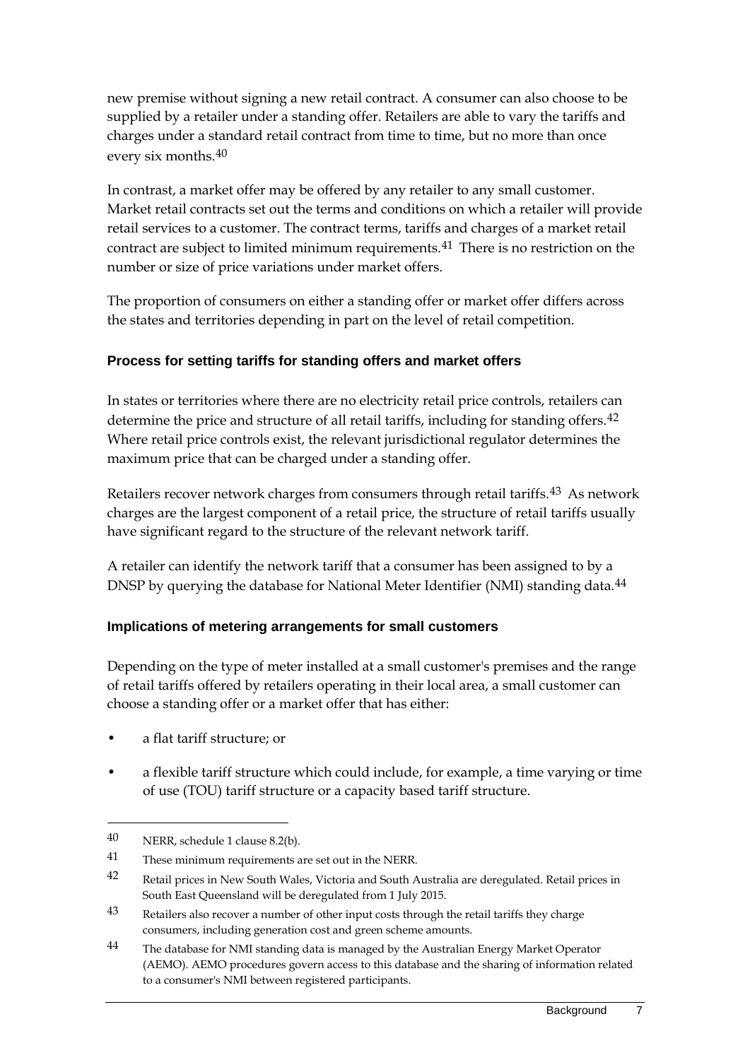new premise without signing a new retail contract. A consumer can also choose to be supplied by a retailer under a standing offer. Retailers are able to vary the tariffs and charges under a standard retail contract from time to time, but no more than once every six months.[40]

In contrast, a market offer may be offered by any retailer to any small customer. Market retail contracts set out the terms and conditions on which a retailer will provide retail services to a customer. The contract terms, tariffs and charges of a market retail contract are subject to limited minimum requirements.[41] There is no restriction on the number or size of price variations under market offers.

The proportion of consumers on either a standing offer or market offer differs across the states and territories depending in part on the level of retail competition.

### Process for setting tariffs for standing offers and market offers

In states or territories where there are no electricity retail price controls, retailers can determine the price and structure of all retail tariffs, including for standing offers.[42] Where retail price controls exist, the relevant jurisdictional regulator determines the maximum price that can be charged under a standing offer.

Retailers recover network charges from consumers through retail tariffs.[43] As network charges are the largest component of a retail price, the structure of retail tariffs usually have significant regard to the structure of the relevant network tariff.

A retailer can identify the network tariff that a consumer has been assigned to by a DNSP by querying the database for National Meter Identifier (NMI) standing data.[44]

### Implications of metering arrangements for small customers

Depending on the type of meter installed at a small customer's premises and the range of retail tariffs offered by retailers operating in their local area, a small customer can choose a standing offer or a market offer that has either:

- a flat tariff structure; or
- a flexible tariff structure which could include, for example, a time varying or time of use (TOU) tariff structure or a capacity based tariff structure.

---

40 NERR, schedule 1 clause 8.2(b).

41 These minimum requirements are set out in the NERR.

42 Retail prices in New South Wales, Victoria and South Australia are deregulated. Retail prices in South East Queensland will be deregulated from 1 July 2015.

43 Retailers also recover a number of other input costs through the retail tariffs they charge consumers, including generation cost and green scheme amounts.

44 The database for NMI standing data is managed by the Australian Energy Market Operator (AEMO). AEMO procedures govern access to this database and the sharing of information related to a consumer's NMI between registered participants.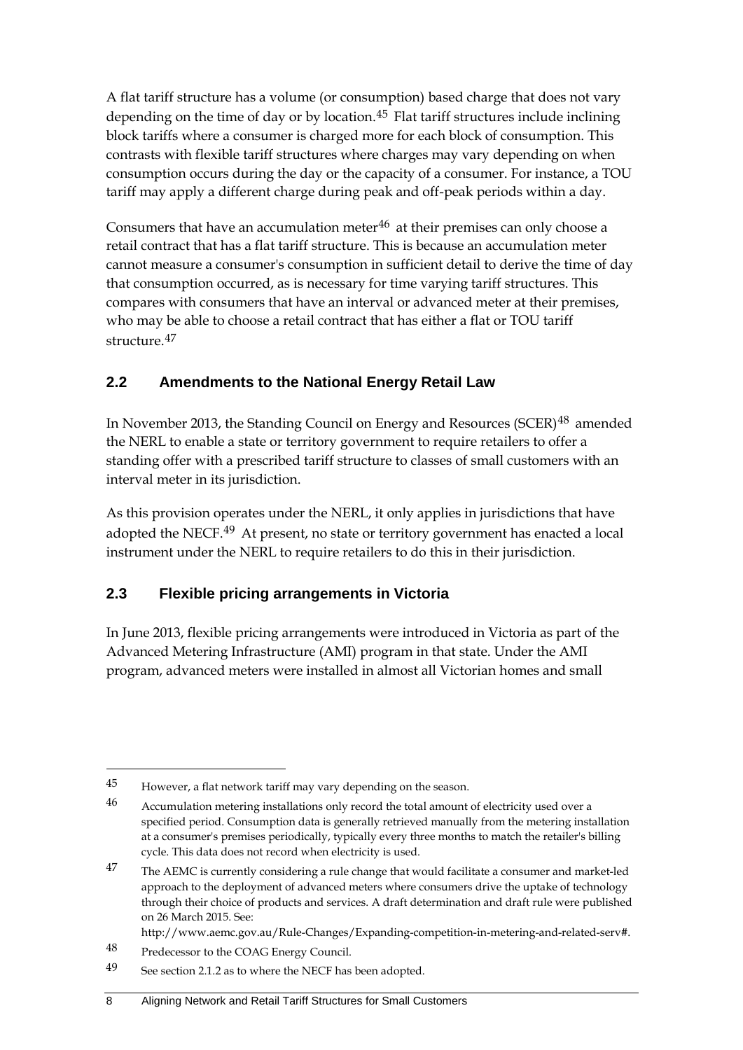A flat tariff structure has a volume (or consumption) based charge that does not vary depending on the time of day or by location.[45] Flat tariff structures include inclining block tariffs where a consumer is charged more for each block of consumption. This contrasts with flexible tariff structures where charges may vary depending on when consumption occurs during the day or the capacity of a consumer. For instance, a TOU tariff may apply a different charge during peak and off-peak periods within a day.

Consumers that have an accumulation meter[46] at their premises can only choose a retail contract that has a flat tariff structure. This is because an accumulation meter cannot measure a consumer's consumption in sufficient detail to derive the time of day that consumption occurred, as is necessary for time varying tariff structures. This compares with consumers that have an interval or advanced meter at their premises, who may be able to choose a retail contract that has either a flat or TOU tariff structure.[47]

## 2.2 Amendments to the National Energy Retail Law

In November 2013, the Standing Council on Energy and Resources (SCER)[48] amended the NERL to enable a state or territory government to require retailers to offer a standing offer with a prescribed tariff structure to classes of small customers with an interval meter in its jurisdiction.

As this provision operates under the NERL, it only applies in jurisdictions that have adopted the NECF.[49] At present, no state or territory government has enacted a local instrument under the NERL to require retailers to do this in their jurisdiction.

## 2.3 Flexible pricing arrangements in Victoria

In June 2013, flexible pricing arrangements were introduced in Victoria as part of the Advanced Metering Infrastructure (AMI) program in that state. Under the AMI program, advanced meters were installed in almost all Victorian homes and small

---

45 However, a flat network tariff may vary depending on the season.

46 Accumulation metering installations only record the total amount of electricity used over a specified period. Consumption data is generally retrieved manually from the metering installation at a consumer's premises periodically, typically every three months to match the retailer's billing cycle. This data does not record when electricity is used.

47 The AEMC is currently considering a rule change that would facilitate a consumer and market-led approach to the deployment of advanced meters where consumers drive the uptake of technology through their choice of products and services. A draft determination and draft rule were published on 26 March 2015. See: http://www.aemc.gov.au/Rule-Changes/Expanding-competition-in-metering-and-related-serv#.

48 Predecessor to the COAG Energy Council.

49 See section 2.1.2 as to where the NECF has been adopted.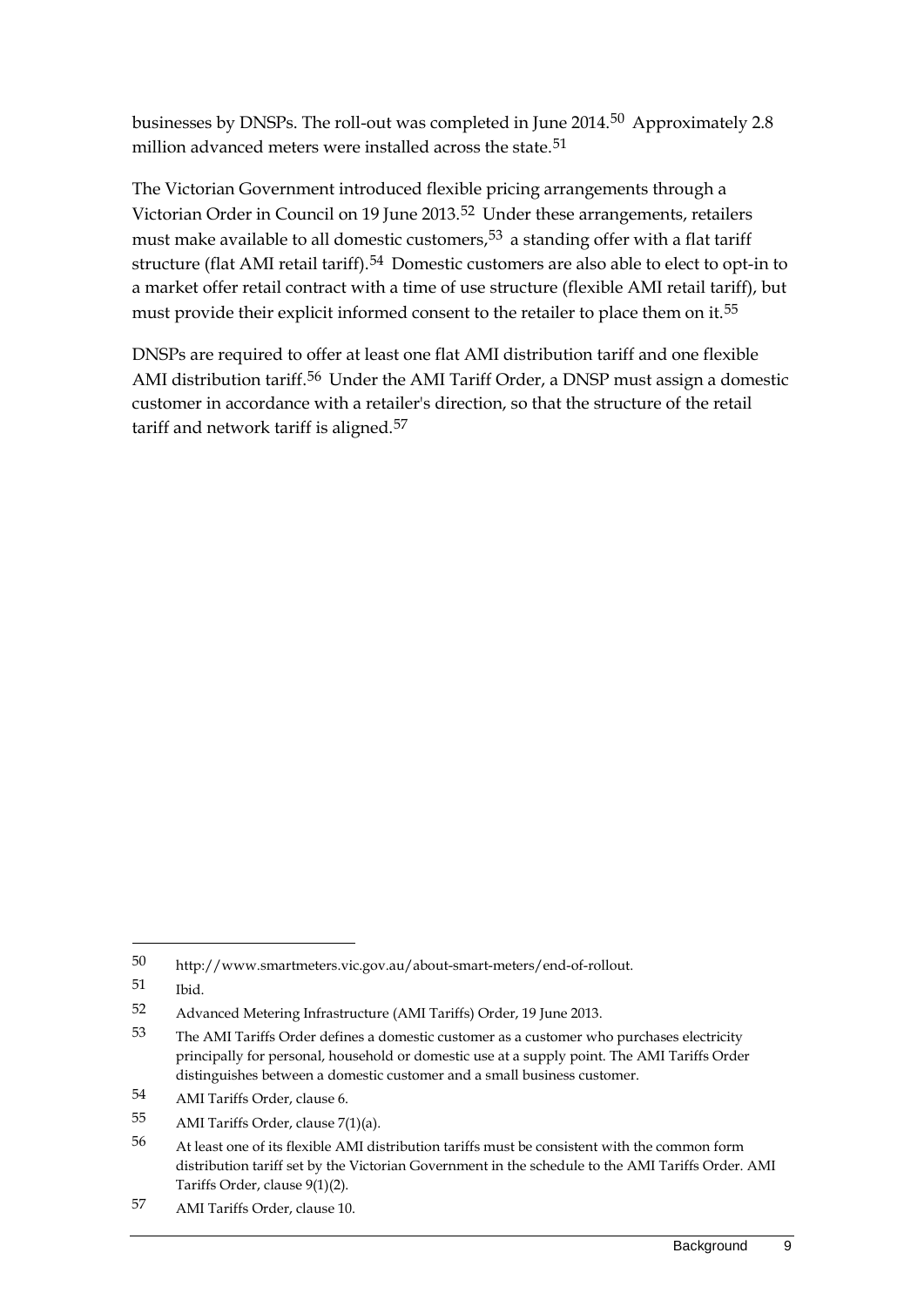businesses by DNSPs. The roll-out was completed in June 2014.[50] Approximately 2.8 million advanced meters were installed across the state.[51]

The Victorian Government introduced flexible pricing arrangements through a Victorian Order in Council on 19 June 2013.[52] Under these arrangements, retailers must make available to all domestic customers,[53] a standing offer with a flat tariff structure (flat AMI retail tariff).[54] Domestic customers are also able to elect to opt-in to a market offer retail contract with a time of use structure (flexible AMI retail tariff), but must provide their explicit informed consent to the retailer to place them on it.[55]

DNSPs are required to offer at least one flat AMI distribution tariff and one flexible AMI distribution tariff.[56] Under the AMI Tariff Order, a DNSP must assign a domestic customer in accordance with a retailer's direction, so that the structure of the retail tariff and network tariff is aligned.[57]

---

50 http://www.smartmeters.vic.gov.au/about-smart-meters/end-of-rollout.

51 Ibid.

52 Advanced Metering Infrastructure (AMI Tariffs) Order, 19 June 2013.

53 The AMI Tariffs Order defines a domestic customer as a customer who purchases electricity principally for personal, household or domestic use at a supply point. The AMI Tariffs Order distinguishes between a domestic customer and a small business customer.

54 AMI Tariffs Order, clause 6.

55 AMI Tariffs Order, clause 7(1)(a).

56 At least one of its flexible AMI distribution tariffs must be consistent with the common form distribution tariff set by the Victorian Government in the schedule to the AMI Tariffs Order. AMI Tariffs Order, clause 9(1)(2).

57 AMI Tariffs Order, clause 10.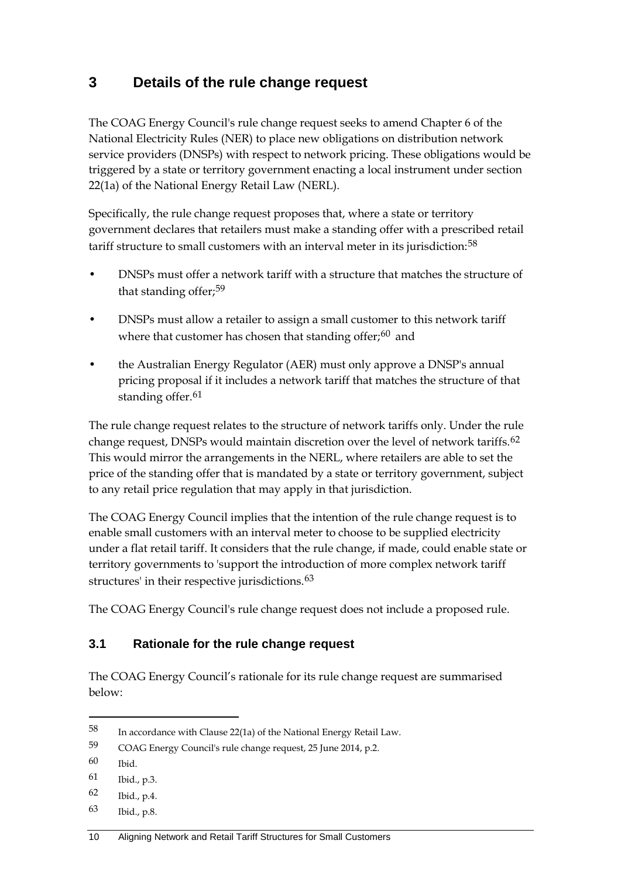# 3 Details of the rule change request

The COAG Energy Council's rule change request seeks to amend Chapter 6 of the National Electricity Rules (NER) to place new obligations on distribution network service providers (DNSPs) with respect to network pricing. These obligations would be triggered by a state or territory government enacting a local instrument under section 22(1a) of the National Energy Retail Law (NERL).

Specifically, the rule change request proposes that, where a state or territory government declares that retailers must make a standing offer with a prescribed retail tariff structure to small customers with an interval meter in its jurisdiction:[58]

- DNSPs must offer a network tariff with a structure that matches the structure of that standing offer;[59]
- DNSPs must allow a retailer to assign a small customer to this network tariff where that customer has chosen that standing offer;[60] and
- the Australian Energy Regulator (AER) must only approve a DNSP's annual pricing proposal if it includes a network tariff that matches the structure of that standing offer.[61]

The rule change request relates to the structure of network tariffs only. Under the rule change request, DNSPs would maintain discretion over the level of network tariffs.[62] This would mirror the arrangements in the NERL, where retailers are able to set the price of the standing offer that is mandated by a state or territory government, subject to any retail price regulation that may apply in that jurisdiction.

The COAG Energy Council implies that the intention of the rule change request is to enable small customers with an interval meter to choose to be supplied electricity under a flat retail tariff. It considers that the rule change, if made, could enable state or territory governments to 'support the introduction of more complex network tariff structures' in their respective jurisdictions.[63]

The COAG Energy Council's rule change request does not include a proposed rule.

## 3.1 Rationale for the rule change request

The COAG Energy Council's rationale for its rule change request are summarised below:

---

58 In accordance with Clause 22(1a) of the National Energy Retail Law.

59 COAG Energy Council's rule change request, 25 June 2014, p.2.

60 Ibid.

61 Ibid., p.3.

62 Ibid., p.4.

63 Ibid., p.8.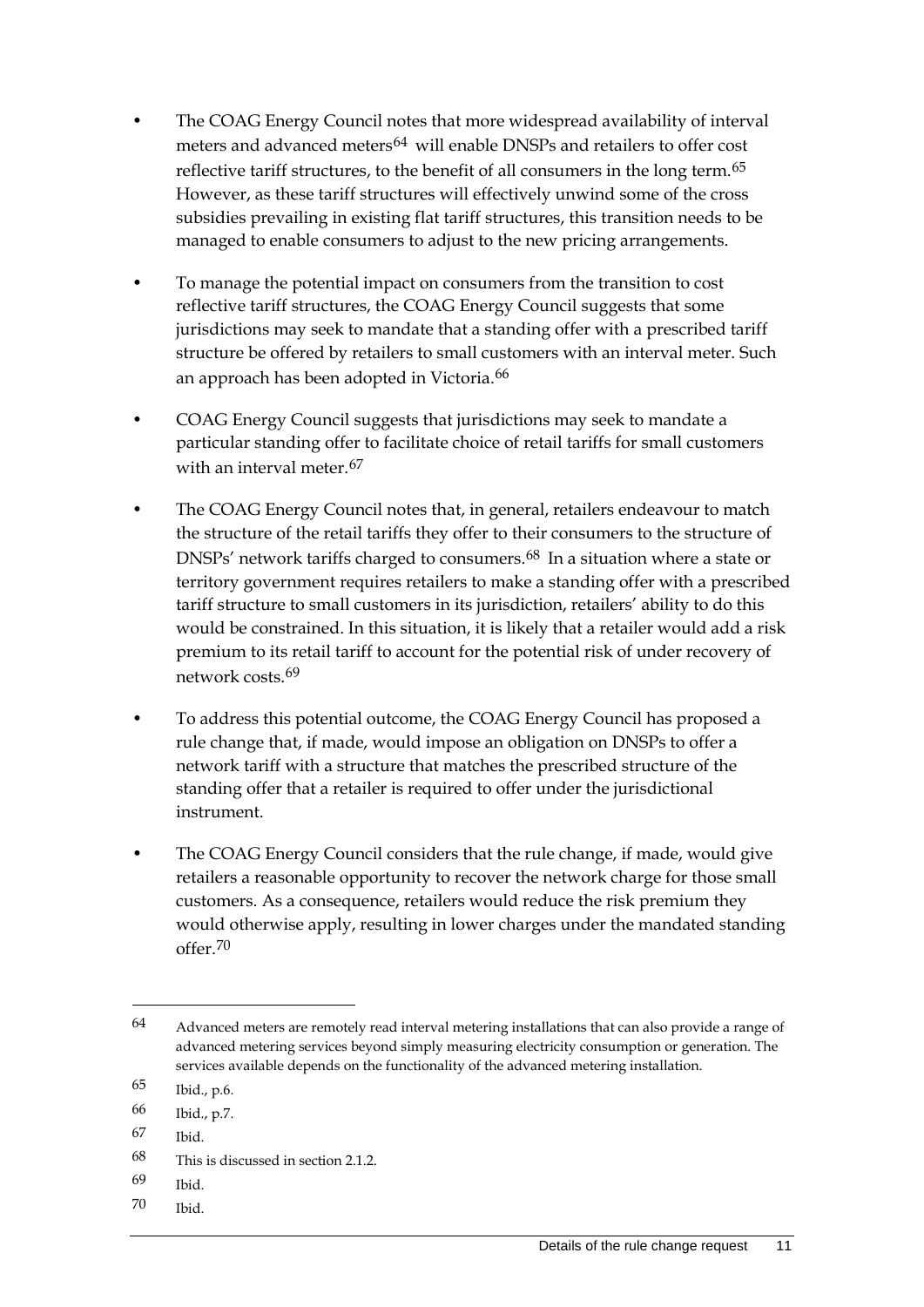- The COAG Energy Council notes that more widespread availability of interval meters and advanced meters[64] will enable DNSPs and retailers to offer cost reflective tariff structures, to the benefit of all consumers in the long term.[65] However, as these tariff structures will effectively unwind some of the cross subsidies prevailing in existing flat tariff structures, this transition needs to be managed to enable consumers to adjust to the new pricing arrangements.

- To manage the potential impact on consumers from the transition to cost reflective tariff structures, the COAG Energy Council suggests that some jurisdictions may seek to mandate that a standing offer with a prescribed tariff structure be offered by retailers to small customers with an interval meter. Such an approach has been adopted in Victoria.[66]

- COAG Energy Council suggests that jurisdictions may seek to mandate a particular standing offer to facilitate choice of retail tariffs for small customers with an interval meter.[67]

- The COAG Energy Council notes that, in general, retailers endeavour to match the structure of the retail tariffs they offer to their consumers to the structure of DNSPs' network tariffs charged to consumers.[68] In a situation where a state or territory government requires retailers to make a standing offer with a prescribed tariff structure to small customers in its jurisdiction, retailers' ability to do this would be constrained. In this situation, it is likely that a retailer would add a risk premium to its retail tariff to account for the potential risk of under recovery of network costs.[69]

- To address this potential outcome, the COAG Energy Council has proposed a rule change that, if made, would impose an obligation on DNSPs to offer a network tariff with a structure that matches the prescribed structure of the standing offer that a retailer is required to offer under the jurisdictional instrument.

- The COAG Energy Council considers that the rule change, if made, would give retailers a reasonable opportunity to recover the network charge for those small customers. As a consequence, retailers would reduce the risk premium they would otherwise apply, resulting in lower charges under the mandated standing offer.[70]

---

64 Advanced meters are remotely read interval metering installations that can also provide a range of advanced metering services beyond simply measuring electricity consumption or generation. The services available depends on the functionality of the advanced metering installation.

65 Ibid., p.6.

66 Ibid., p.7.

67 Ibid.

68 This is discussed in section 2.1.2.

69 Ibid.

70 Ibid.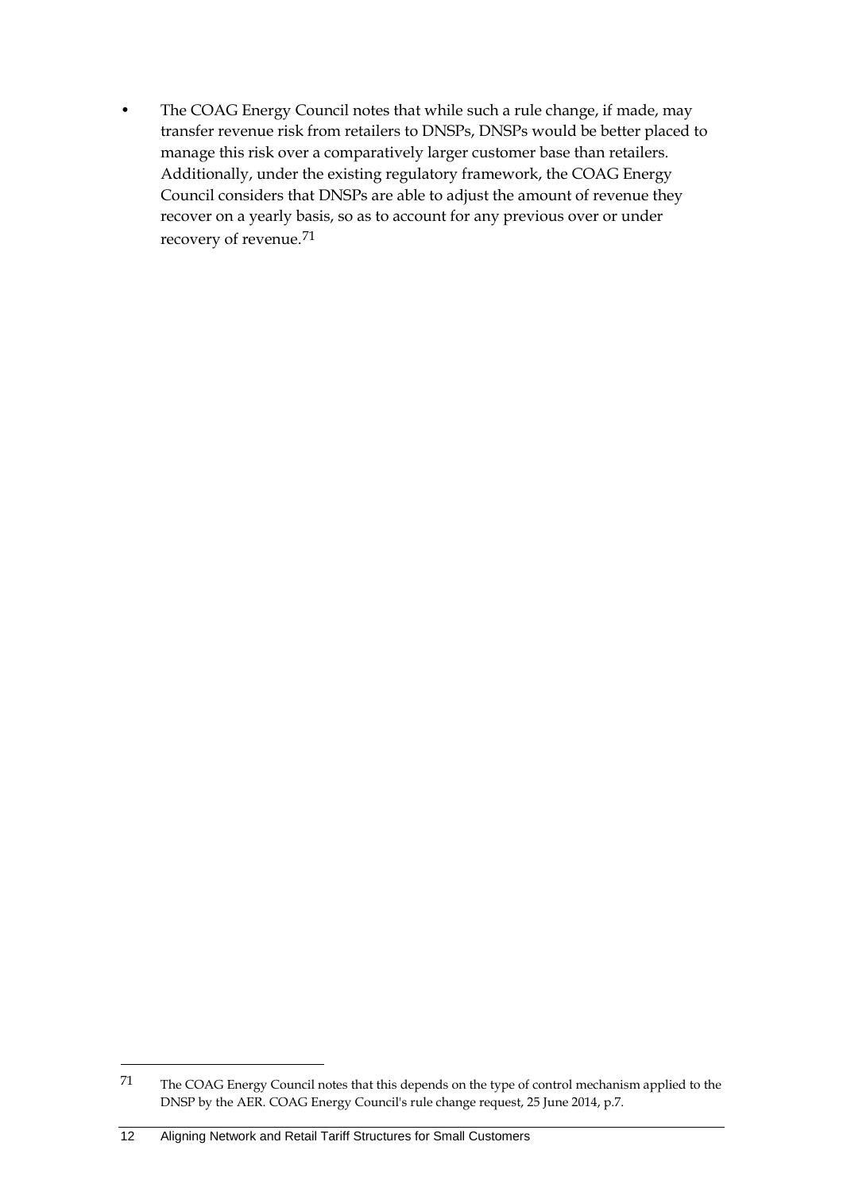- The COAG Energy Council notes that while such a rule change, if made, may transfer revenue risk from retailers to DNSPs, DNSPs would be better placed to manage this risk over a comparatively larger customer base than retailers. Additionally, under the existing regulatory framework, the COAG Energy Council considers that DNSPs are able to adjust the amount of revenue they recover on a yearly basis, so as to account for any previous over or under recovery of revenue.[71]

---

[71] The COAG Energy Council notes that this depends on the type of control mechanism applied to the DNSP by the AER. COAG Energy Council's rule change request, 25 June 2014, p.7.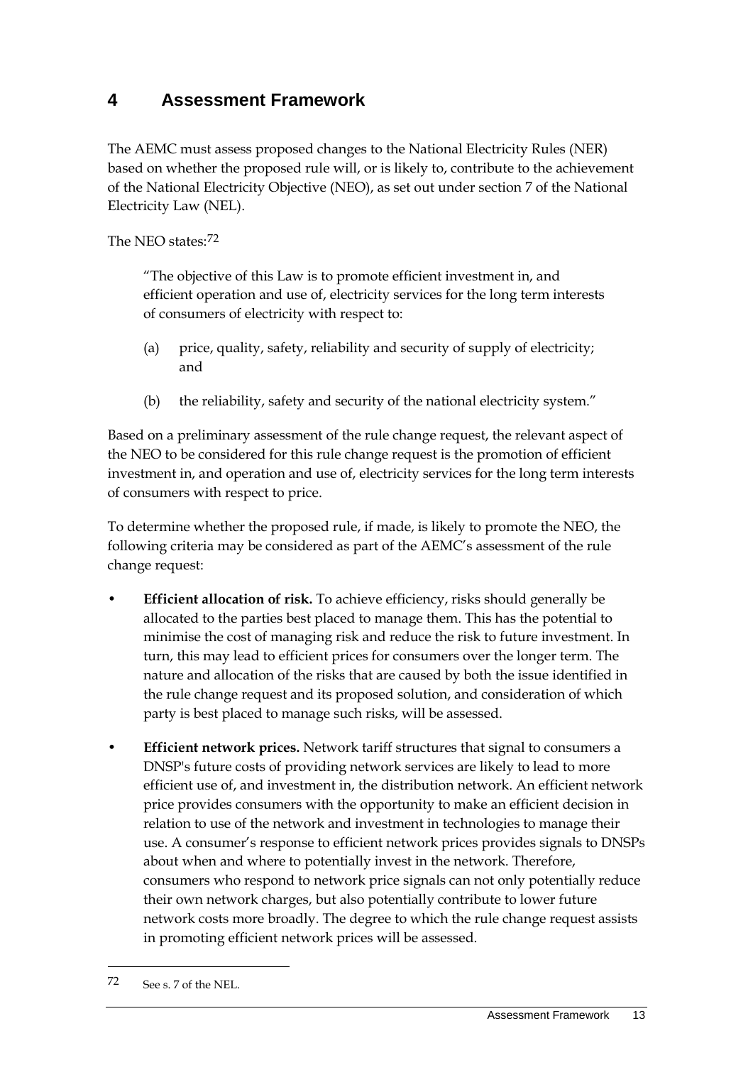# 4 Assessment Framework

The AEMC must assess proposed changes to the National Electricity Rules (NER) based on whether the proposed rule will, or is likely to, contribute to the achievement of the National Electricity Objective (NEO), as set out under section 7 of the National Electricity Law (NEL).

The NEO states:[72]

> "The objective of this Law is to promote efficient investment in, and efficient operation and use of, electricity services for the long term interests of consumers of electricity with respect to:
>
> (a) price, quality, safety, reliability and security of supply of electricity; and
>
> (b) the reliability, safety and security of the national electricity system."

Based on a preliminary assessment of the rule change request, the relevant aspect of the NEO to be considered for this rule change request is the promotion of efficient investment in, and operation and use of, electricity services for the long term interests of consumers with respect to price.

To determine whether the proposed rule, if made, is likely to promote the NEO, the following criteria may be considered as part of the AEMC's assessment of the rule change request:

- **Efficient allocation of risk.** To achieve efficiency, risks should generally be allocated to the parties best placed to manage them. This has the potential to minimise the cost of managing risk and reduce the risk to future investment. In turn, this may lead to efficient prices for consumers over the longer term. The nature and allocation of the risks that are caused by both the issue identified in the rule change request and its proposed solution, and consideration of which party is best placed to manage such risks, will be assessed.
- **Efficient network prices.** Network tariff structures that signal to consumers a DNSP's future costs of providing network services are likely to lead to more efficient use of, and investment in, the distribution network. An efficient network price provides consumers with the opportunity to make an efficient decision in relation to use of the network and investment in technologies to manage their use. A consumer's response to efficient network prices provides signals to DNSPs about when and where to potentially invest in the network. Therefore, consumers who respond to network price signals can not only potentially reduce their own network charges, but also potentially contribute to lower future network costs more broadly. The degree to which the rule change request assists in promoting efficient network prices will be assessed.

---

72 See s. 7 of the NEL.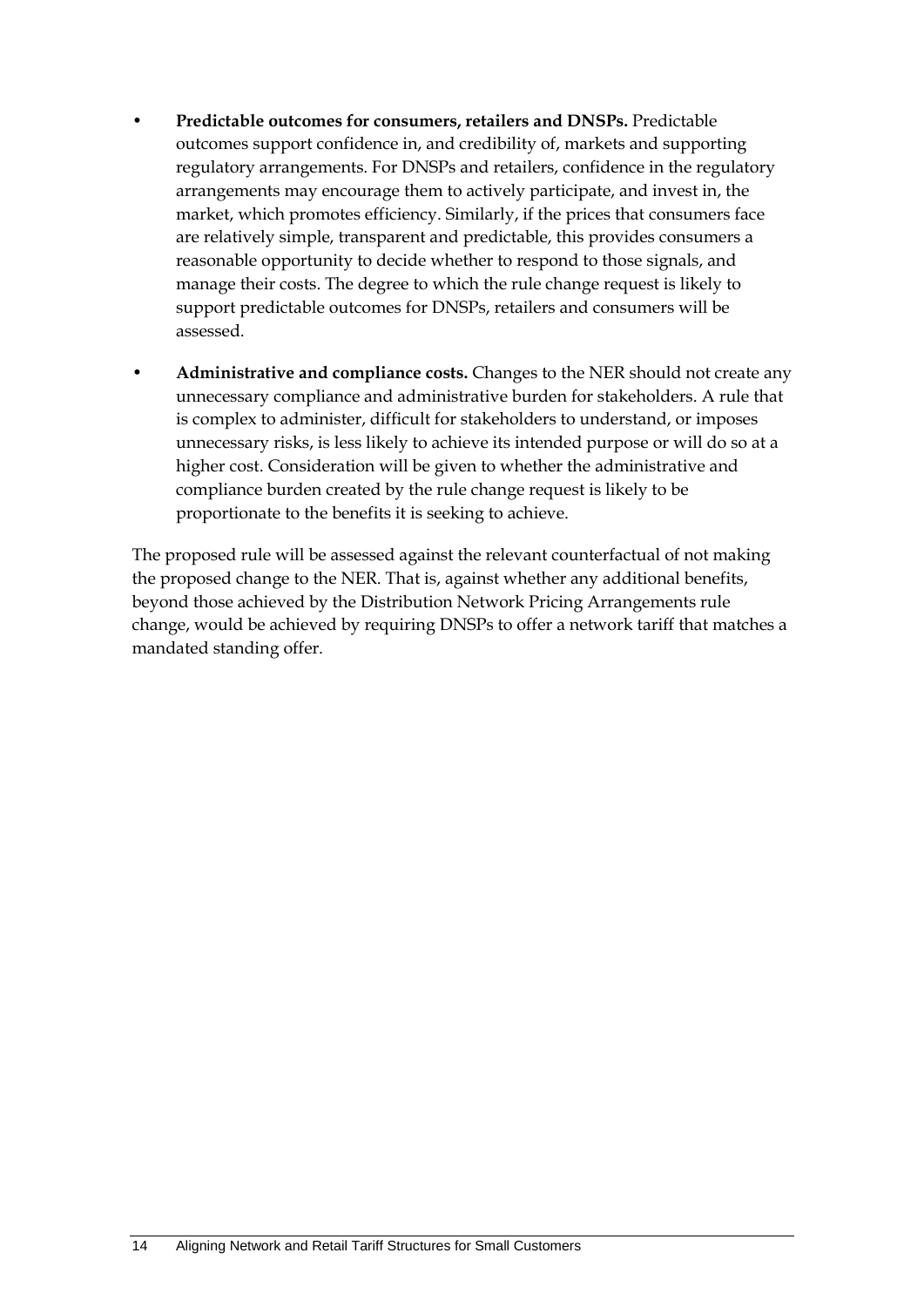- **Predictable outcomes for consumers, retailers and DNSPs.** Predictable outcomes support confidence in, and credibility of, markets and supporting regulatory arrangements. For DNSPs and retailers, confidence in the regulatory arrangements may encourage them to actively participate, and invest in, the market, which promotes efficiency. Similarly, if the prices that consumers face are relatively simple, transparent and predictable, this provides consumers a reasonable opportunity to decide whether to respond to those signals, and manage their costs. The degree to which the rule change request is likely to support predictable outcomes for DNSPs, retailers and consumers will be assessed.
- **Administrative and compliance costs.** Changes to the NER should not create any unnecessary compliance and administrative burden for stakeholders. A rule that is complex to administer, difficult for stakeholders to understand, or imposes unnecessary risks, is less likely to achieve its intended purpose or will do so at a higher cost. Consideration will be given to whether the administrative and compliance burden created by the rule change request is likely to be proportionate to the benefits it is seeking to achieve.

The proposed rule will be assessed against the relevant counterfactual of not making the proposed change to the NER. That is, against whether any additional benefits, beyond those achieved by the Distribution Network Pricing Arrangements rule change, would be achieved by requiring DNSPs to offer a network tariff that matches a mandated standing offer.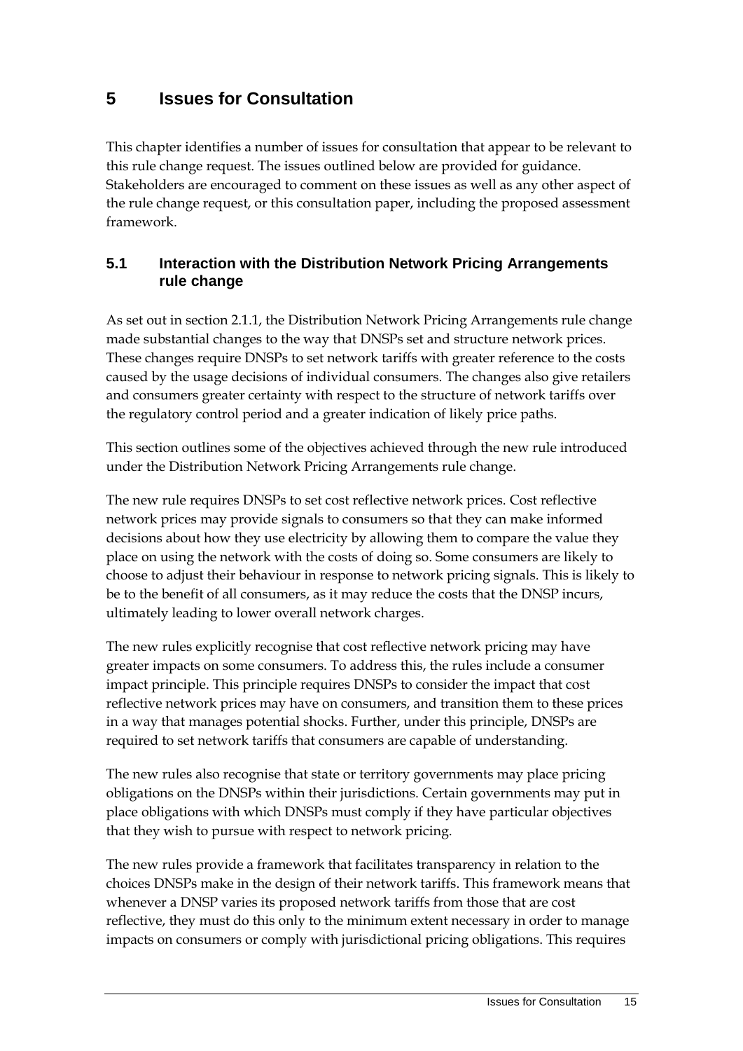# 5 Issues for Consultation

This chapter identifies a number of issues for consultation that appear to be relevant to this rule change request. The issues outlined below are provided for guidance. Stakeholders are encouraged to comment on these issues as well as any other aspect of the rule change request, or this consultation paper, including the proposed assessment framework.

## 5.1 Interaction with the Distribution Network Pricing Arrangements rule change

As set out in section 2.1.1, the Distribution Network Pricing Arrangements rule change made substantial changes to the way that DNSPs set and structure network prices. These changes require DNSPs to set network tariffs with greater reference to the costs caused by the usage decisions of individual consumers. The changes also give retailers and consumers greater certainty with respect to the structure of network tariffs over the regulatory control period and a greater indication of likely price paths.

This section outlines some of the objectives achieved through the new rule introduced under the Distribution Network Pricing Arrangements rule change.

The new rule requires DNSPs to set cost reflective network prices. Cost reflective network prices may provide signals to consumers so that they can make informed decisions about how they use electricity by allowing them to compare the value they place on using the network with the costs of doing so. Some consumers are likely to choose to adjust their behaviour in response to network pricing signals. This is likely to be to the benefit of all consumers, as it may reduce the costs that the DNSP incurs, ultimately leading to lower overall network charges.

The new rules explicitly recognise that cost reflective network pricing may have greater impacts on some consumers. To address this, the rules include a consumer impact principle. This principle requires DNSPs to consider the impact that cost reflective network prices may have on consumers, and transition them to these prices in a way that manages potential shocks. Further, under this principle, DNSPs are required to set network tariffs that consumers are capable of understanding.

The new rules also recognise that state or territory governments may place pricing obligations on the DNSPs within their jurisdictions. Certain governments may put in place obligations with which DNSPs must comply if they have particular objectives that they wish to pursue with respect to network pricing.

The new rules provide a framework that facilitates transparency in relation to the choices DNSPs make in the design of their network tariffs. This framework means that whenever a DNSP varies its proposed network tariffs from those that are cost reflective, they must do this only to the minimum extent necessary in order to manage impacts on consumers or comply with jurisdictional pricing obligations. This requires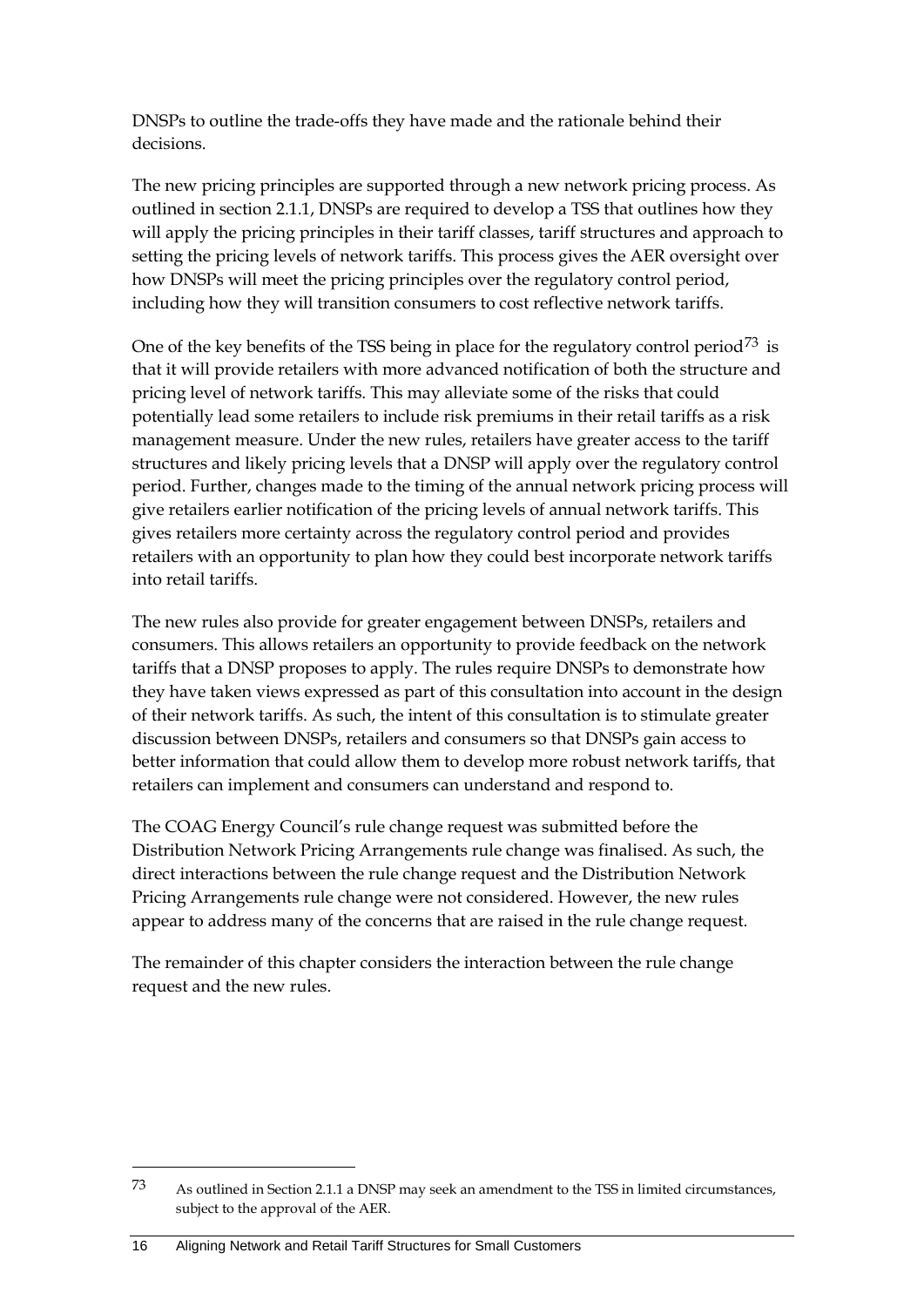DNSPs to outline the trade-offs they have made and the rationale behind their decisions.

The new pricing principles are supported through a new network pricing process. As outlined in section 2.1.1, DNSPs are required to develop a TSS that outlines how they will apply the pricing principles in their tariff classes, tariff structures and approach to setting the pricing levels of network tariffs. This process gives the AER oversight over how DNSPs will meet the pricing principles over the regulatory control period, including how they will transition consumers to cost reflective network tariffs.

One of the key benefits of the TSS being in place for the regulatory control period[73] is that it will provide retailers with more advanced notification of both the structure and pricing level of network tariffs. This may alleviate some of the risks that could potentially lead some retailers to include risk premiums in their retail tariffs as a risk management measure. Under the new rules, retailers have greater access to the tariff structures and likely pricing levels that a DNSP will apply over the regulatory control period. Further, changes made to the timing of the annual network pricing process will give retailers earlier notification of the pricing levels of annual network tariffs. This gives retailers more certainty across the regulatory control period and provides retailers with an opportunity to plan how they could best incorporate network tariffs into retail tariffs.

The new rules also provide for greater engagement between DNSPs, retailers and consumers. This allows retailers an opportunity to provide feedback on the network tariffs that a DNSP proposes to apply. The rules require DNSPs to demonstrate how they have taken views expressed as part of this consultation into account in the design of their network tariffs. As such, the intent of this consultation is to stimulate greater discussion between DNSPs, retailers and consumers so that DNSPs gain access to better information that could allow them to develop more robust network tariffs, that retailers can implement and consumers can understand and respond to.

The COAG Energy Council's rule change request was submitted before the Distribution Network Pricing Arrangements rule change was finalised. As such, the direct interactions between the rule change request and the Distribution Network Pricing Arrangements rule change were not considered. However, the new rules appear to address many of the concerns that are raised in the rule change request.

The remainder of this chapter considers the interaction between the rule change request and the new rules.

---

73 As outlined in Section 2.1.1 a DNSP may seek an amendment to the TSS in limited circumstances, subject to the approval of the AER.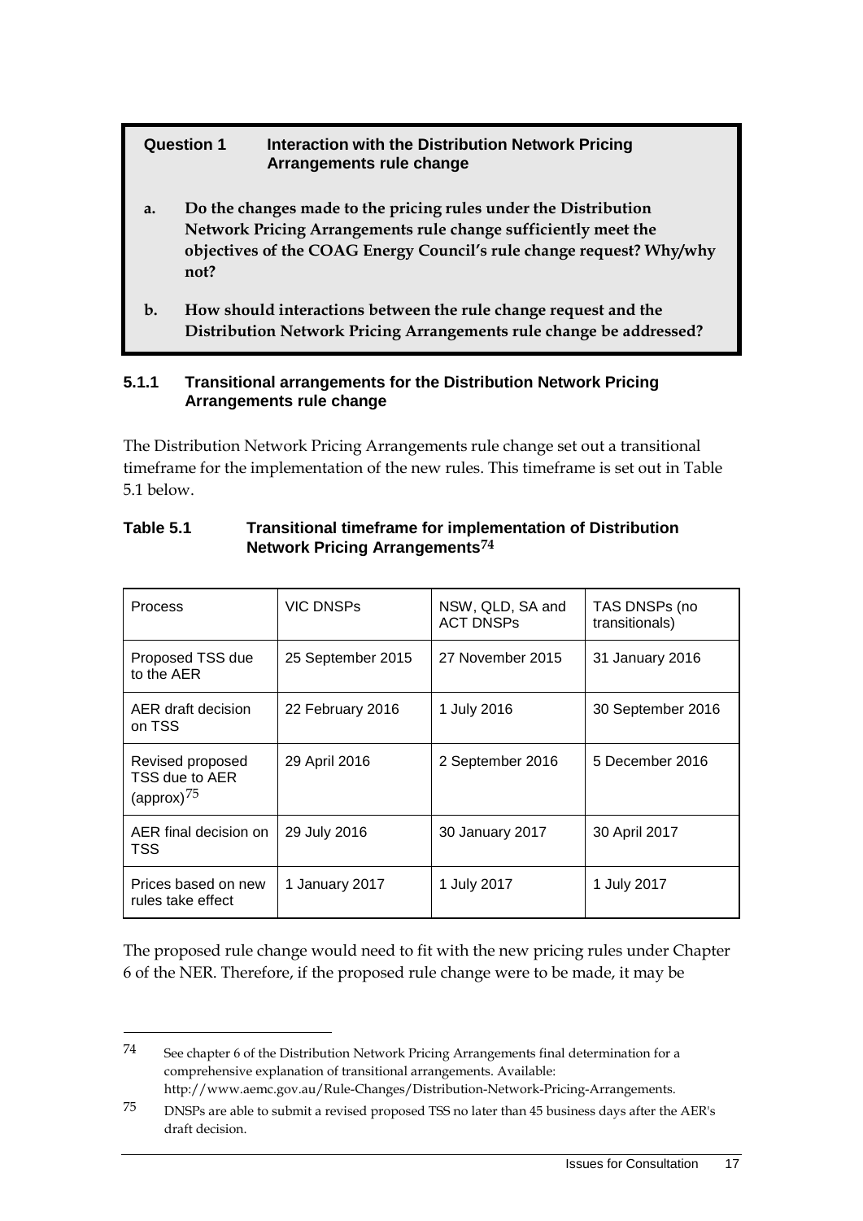**Question 1 Interaction with the Distribution Network Pricing Arrangements rule change**

a. **Do the changes made to the pricing rules under the Distribution Network Pricing Arrangements rule change sufficiently meet the objectives of the COAG Energy Council's rule change request? Why/why not?**

b. **How should interactions between the rule change request and the Distribution Network Pricing Arrangements rule change be addressed?**

### 5.1.1 Transitional arrangements for the Distribution Network Pricing Arrangements rule change

The Distribution Network Pricing Arrangements rule change set out a transitional timeframe for the implementation of the new rules. This timeframe is set out in Table 5.1 below.

**Table 5.1 Transitional timeframe for implementation of Distribution Network Pricing Arrangements[74]**

| Process | VIC DNSPs | NSW, QLD, SA and ACT DNSPs | TAS DNSPs (no transitionals) |
|---|---|---|---|
| Proposed TSS due to the AER | 25 September 2015 | 27 November 2015 | 31 January 2016 |
| AER draft decision on TSS | 22 February 2016 | 1 July 2016 | 30 September 2016 |
| Revised proposed TSS due to AER (approx)[75] | 29 April 2016 | 2 September 2016 | 5 December 2016 |
| AER final decision on TSS | 29 July 2016 | 30 January 2017 | 30 April 2017 |
| Prices based on new rules take effect | 1 January 2017 | 1 July 2017 | 1 July 2017 |

The proposed rule change would need to fit with the new pricing rules under Chapter 6 of the NER. Therefore, if the proposed rule change were to be made, it may be

---

74 See chapter 6 of the Distribution Network Pricing Arrangements final determination for a comprehensive explanation of transitional arrangements. Available: http://www.aemc.gov.au/Rule-Changes/Distribution-Network-Pricing-Arrangements.

75 DNSPs are able to submit a revised proposed TSS no later than 45 business days after the AER's draft decision.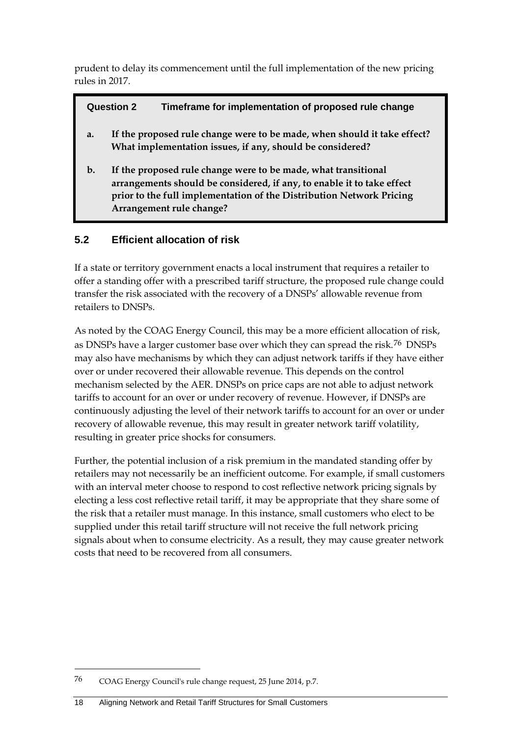prudent to delay its commencement until the full implementation of the new pricing rules in 2017.

> **Question 2 Timeframe for implementation of proposed rule change**
>
> **a. If the proposed rule change were to be made, when should it take effect? What implementation issues, if any, should be considered?**
>
> **b. If the proposed rule change were to be made, what transitional arrangements should be considered, if any, to enable it to take effect prior to the full implementation of the Distribution Network Pricing Arrangement rule change?**

## 5.2 Efficient allocation of risk

If a state or territory government enacts a local instrument that requires a retailer to offer a standing offer with a prescribed tariff structure, the proposed rule change could transfer the risk associated with the recovery of a DNSPs' allowable revenue from retailers to DNSPs.

As noted by the COAG Energy Council, this may be a more efficient allocation of risk, as DNSPs have a larger customer base over which they can spread the risk.[76] DNSPs may also have mechanisms by which they can adjust network tariffs if they have either over or under recovered their allowable revenue. This depends on the control mechanism selected by the AER. DNSPs on price caps are not able to adjust network tariffs to account for an over or under recovery of revenue. However, if DNSPs are continuously adjusting the level of their network tariffs to account for an over or under recovery of allowable revenue, this may result in greater network tariff volatility, resulting in greater price shocks for consumers.

Further, the potential inclusion of a risk premium in the mandated standing offer by retailers may not necessarily be an inefficient outcome. For example, if small customers with an interval meter choose to respond to cost reflective network pricing signals by electing a less cost reflective retail tariff, it may be appropriate that they share some of the risk that a retailer must manage. In this instance, small customers who elect to be supplied under this retail tariff structure will not receive the full network pricing signals about when to consume electricity. As a result, they may cause greater network costs that need to be recovered from all consumers.

---

[76] COAG Energy Council's rule change request, 25 June 2014, p.7.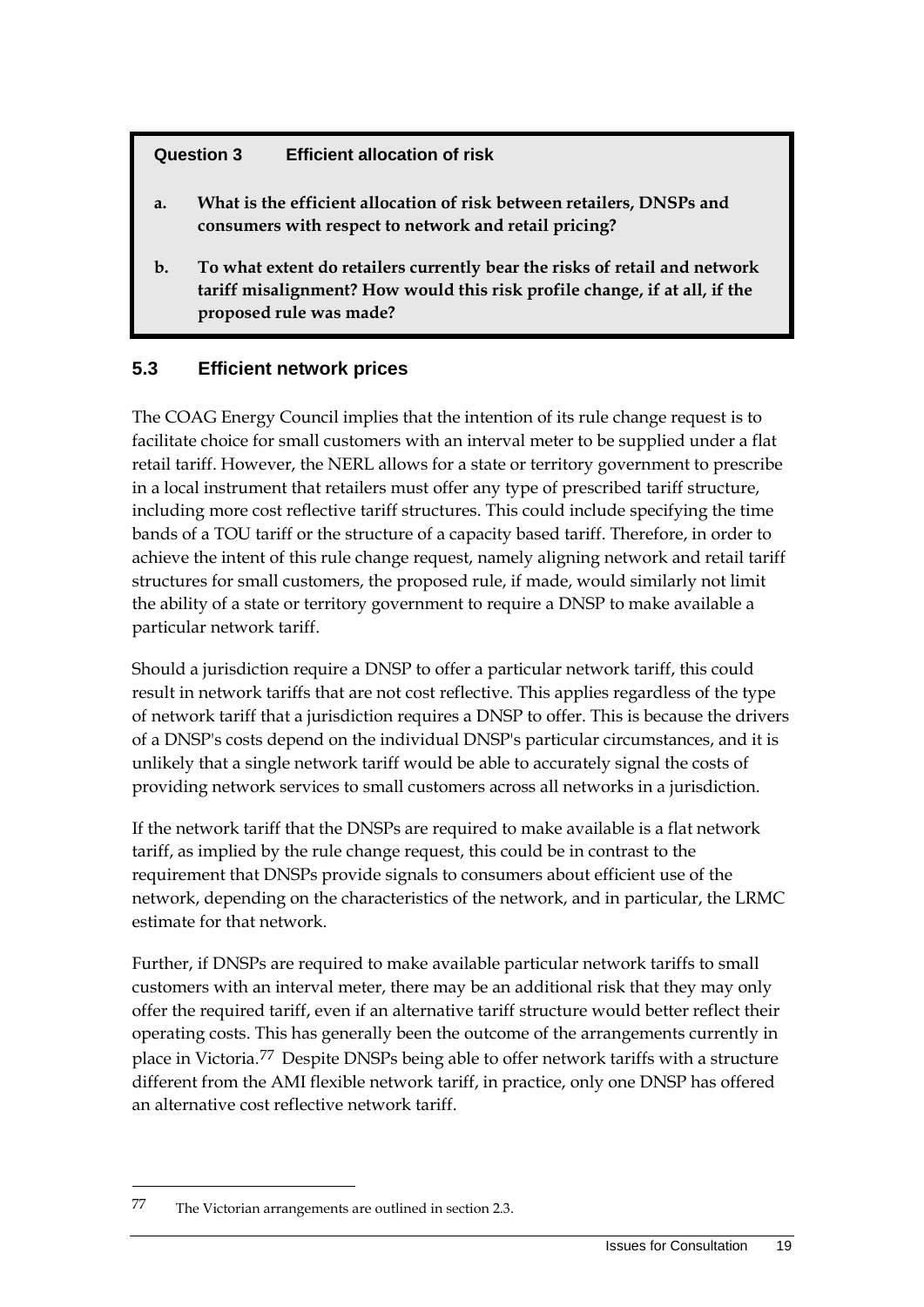**Question 3 Efficient allocation of risk**

**a. What is the efficient allocation of risk between retailers, DNSPs and consumers with respect to network and retail pricing?**

**b. To what extent do retailers currently bear the risks of retail and network tariff misalignment? How would this risk profile change, if at all, if the proposed rule was made?**

## 5.3 Efficient network prices

The COAG Energy Council implies that the intention of its rule change request is to facilitate choice for small customers with an interval meter to be supplied under a flat retail tariff. However, the NERL allows for a state or territory government to prescribe in a local instrument that retailers must offer any type of prescribed tariff structure, including more cost reflective tariff structures. This could include specifying the time bands of a TOU tariff or the structure of a capacity based tariff. Therefore, in order to achieve the intent of this rule change request, namely aligning network and retail tariff structures for small customers, the proposed rule, if made, would similarly not limit the ability of a state or territory government to require a DNSP to make available a particular network tariff.

Should a jurisdiction require a DNSP to offer a particular network tariff, this could result in network tariffs that are not cost reflective. This applies regardless of the type of network tariff that a jurisdiction requires a DNSP to offer. This is because the drivers of a DNSP's costs depend on the individual DNSP's particular circumstances, and it is unlikely that a single network tariff would be able to accurately signal the costs of providing network services to small customers across all networks in a jurisdiction.

If the network tariff that the DNSPs are required to make available is a flat network tariff, as implied by the rule change request, this could be in contrast to the requirement that DNSPs provide signals to consumers about efficient use of the network, depending on the characteristics of the network, and in particular, the LRMC estimate for that network.

Further, if DNSPs are required to make available particular network tariffs to small customers with an interval meter, there may be an additional risk that they may only offer the required tariff, even if an alternative tariff structure would better reflect their operating costs. This has generally been the outcome of the arrangements currently in place in Victoria.[77] Despite DNSPs being able to offer network tariffs with a structure different from the AMI flexible network tariff, in practice, only one DNSP has offered an alternative cost reflective network tariff.

---

77 The Victorian arrangements are outlined in section 2.3.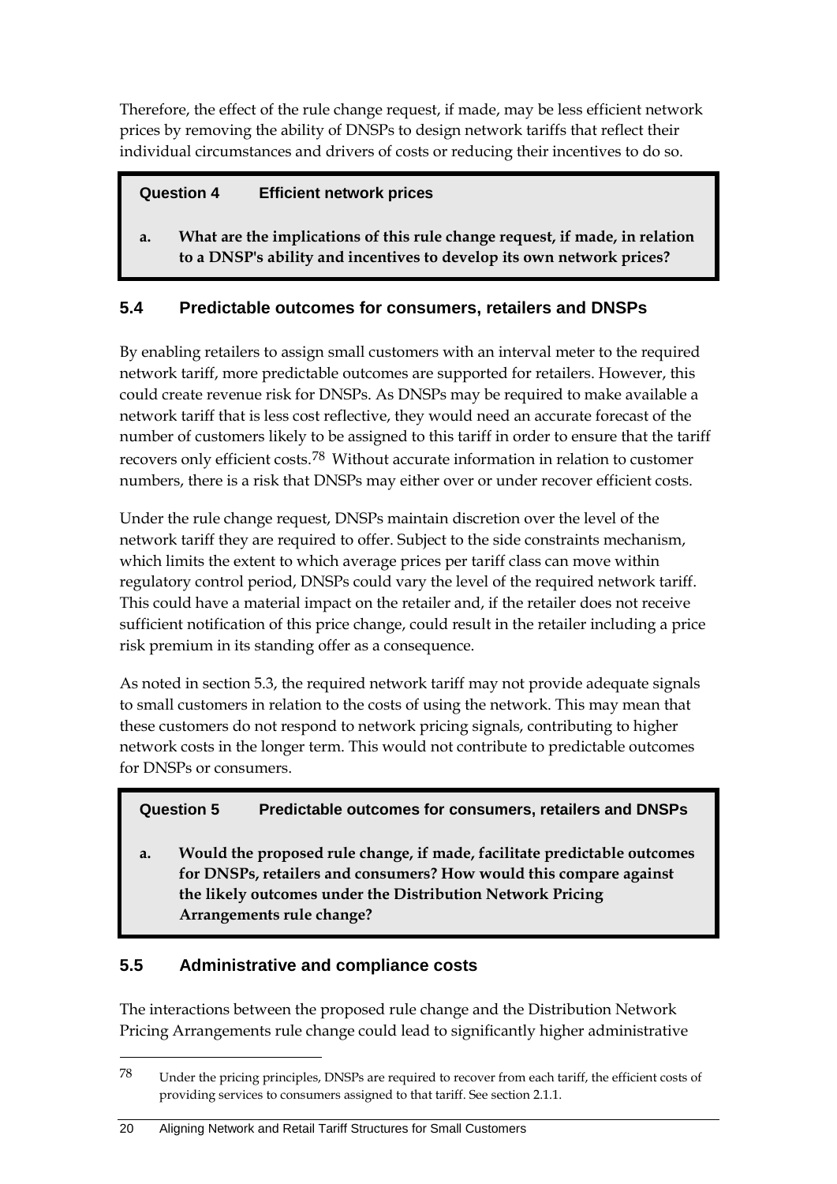Therefore, the effect of the rule change request, if made, may be less efficient network prices by removing the ability of DNSPs to design network tariffs that reflect their individual circumstances and drivers of costs or reducing their incentives to do so.

> **Question 4 Efficient network prices**
>
> **a. What are the implications of this rule change request, if made, in relation to a DNSP's ability and incentives to develop its own network prices?**

## 5.4 Predictable outcomes for consumers, retailers and DNSPs

By enabling retailers to assign small customers with an interval meter to the required network tariff, more predictable outcomes are supported for retailers. However, this could create revenue risk for DNSPs. As DNSPs may be required to make available a network tariff that is less cost reflective, they would need an accurate forecast of the number of customers likely to be assigned to this tariff in order to ensure that the tariff recovers only efficient costs.[78] Without accurate information in relation to customer numbers, there is a risk that DNSPs may either over or under recover efficient costs.

Under the rule change request, DNSPs maintain discretion over the level of the network tariff they are required to offer. Subject to the side constraints mechanism, which limits the extent to which average prices per tariff class can move within regulatory control period, DNSPs could vary the level of the required network tariff. This could have a material impact on the retailer and, if the retailer does not receive sufficient notification of this price change, could result in the retailer including a price risk premium in its standing offer as a consequence.

As noted in section 5.3, the required network tariff may not provide adequate signals to small customers in relation to the costs of using the network. This may mean that these customers do not respond to network pricing signals, contributing to higher network costs in the longer term. This would not contribute to predictable outcomes for DNSPs or consumers.

> **Question 5 Predictable outcomes for consumers, retailers and DNSPs**
>
> **a. Would the proposed rule change, if made, facilitate predictable outcomes for DNSPs, retailers and consumers? How would this compare against the likely outcomes under the Distribution Network Pricing Arrangements rule change?**

## 5.5 Administrative and compliance costs

The interactions between the proposed rule change and the Distribution Network Pricing Arrangements rule change could lead to significantly higher administrative

[78] Under the pricing principles, DNSPs are required to recover from each tariff, the efficient costs of providing services to consumers assigned to that tariff. See section 2.1.1.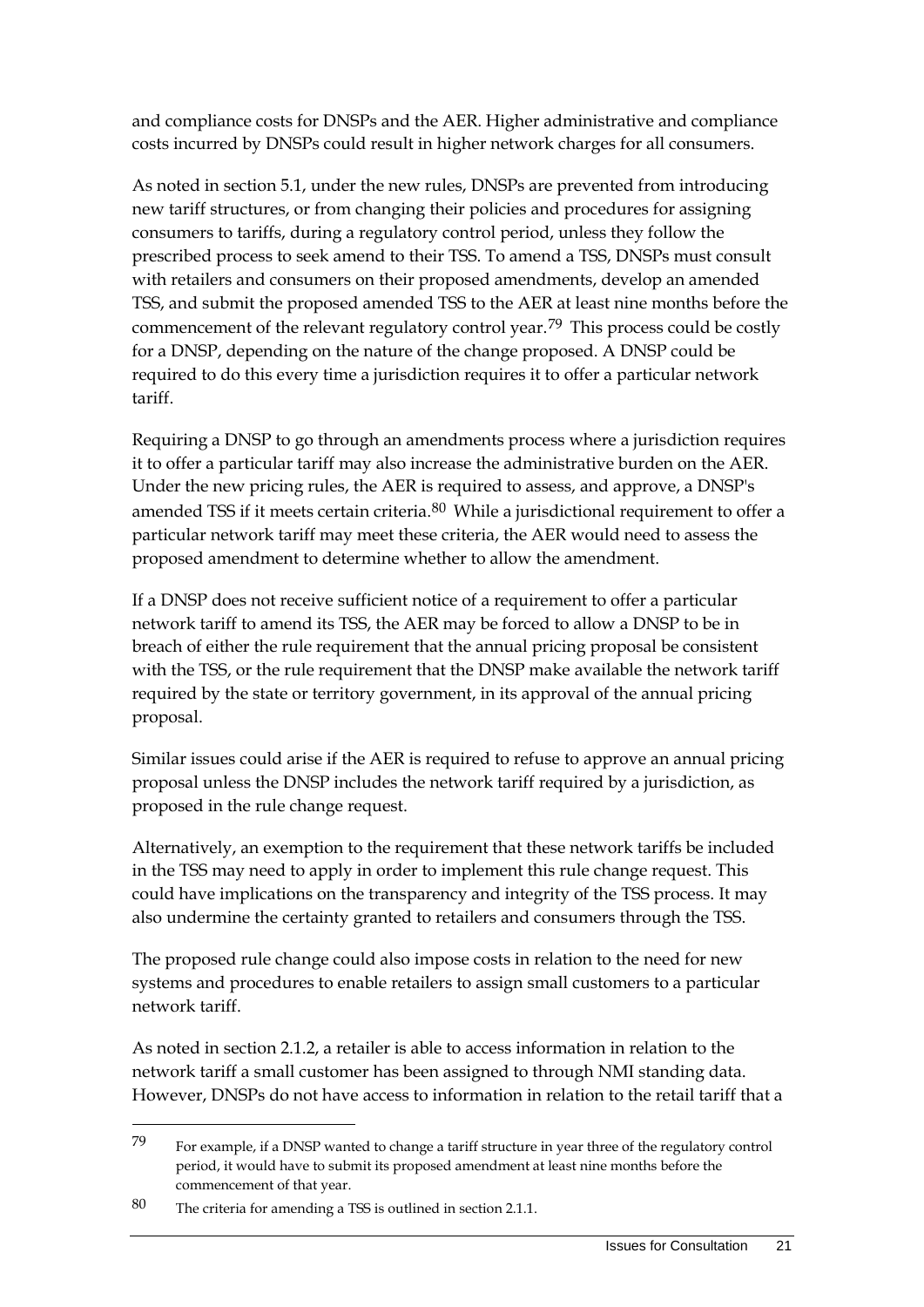and compliance costs for DNSPs and the AER. Higher administrative and compliance costs incurred by DNSPs could result in higher network charges for all consumers.

As noted in section 5.1, under the new rules, DNSPs are prevented from introducing new tariff structures, or from changing their policies and procedures for assigning consumers to tariffs, during a regulatory control period, unless they follow the prescribed process to seek amend to their TSS. To amend a TSS, DNSPs must consult with retailers and consumers on their proposed amendments, develop an amended TSS, and submit the proposed amended TSS to the AER at least nine months before the commencement of the relevant regulatory control year.[79] This process could be costly for a DNSP, depending on the nature of the change proposed. A DNSP could be required to do this every time a jurisdiction requires it to offer a particular network tariff.

Requiring a DNSP to go through an amendments process where a jurisdiction requires it to offer a particular tariff may also increase the administrative burden on the AER. Under the new pricing rules, the AER is required to assess, and approve, a DNSP's amended TSS if it meets certain criteria.[80] While a jurisdictional requirement to offer a particular network tariff may meet these criteria, the AER would need to assess the proposed amendment to determine whether to allow the amendment.

If a DNSP does not receive sufficient notice of a requirement to offer a particular network tariff to amend its TSS, the AER may be forced to allow a DNSP to be in breach of either the rule requirement that the annual pricing proposal be consistent with the TSS, or the rule requirement that the DNSP make available the network tariff required by the state or territory government, in its approval of the annual pricing proposal.

Similar issues could arise if the AER is required to refuse to approve an annual pricing proposal unless the DNSP includes the network tariff required by a jurisdiction, as proposed in the rule change request.

Alternatively, an exemption to the requirement that these network tariffs be included in the TSS may need to apply in order to implement this rule change request. This could have implications on the transparency and integrity of the TSS process. It may also undermine the certainty granted to retailers and consumers through the TSS.

The proposed rule change could also impose costs in relation to the need for new systems and procedures to enable retailers to assign small customers to a particular network tariff.

As noted in section 2.1.2, a retailer is able to access information in relation to the network tariff a small customer has been assigned to through NMI standing data. However, DNSPs do not have access to information in relation to the retail tariff that a

---

[79] For example, if a DNSP wanted to change a tariff structure in year three of the regulatory control period, it would have to submit its proposed amendment at least nine months before the commencement of that year.

[80] The criteria for amending a TSS is outlined in section 2.1.1.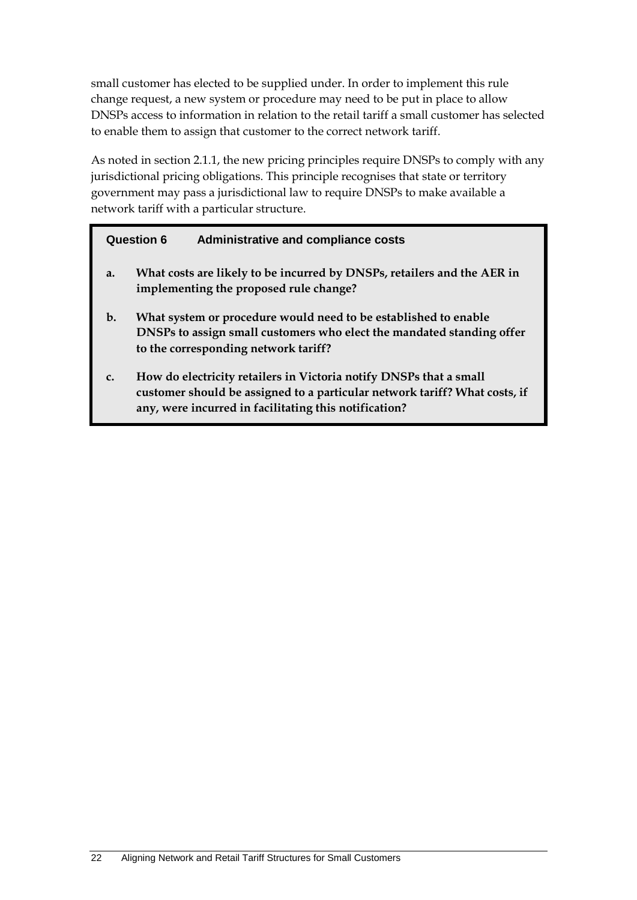small customer has elected to be supplied under. In order to implement this rule change request, a new system or procedure may need to be put in place to allow DNSPs access to information in relation to the retail tariff a small customer has selected to enable them to assign that customer to the correct network tariff.

As noted in section 2.1.1, the new pricing principles require DNSPs to comply with any jurisdictional pricing obligations. This principle recognises that state or territory government may pass a jurisdictional law to require DNSPs to make available a network tariff with a particular structure.

> **Question 6 Administrative and compliance costs**
>
> **a. What costs are likely to be incurred by DNSPs, retailers and the AER in implementing the proposed rule change?**
>
> **b. What system or procedure would need to be established to enable DNSPs to assign small customers who elect the mandated standing offer to the corresponding network tariff?**
>
> **c. How do electricity retailers in Victoria notify DNSPs that a small customer should be assigned to a particular network tariff? What costs, if any, were incurred in facilitating this notification?**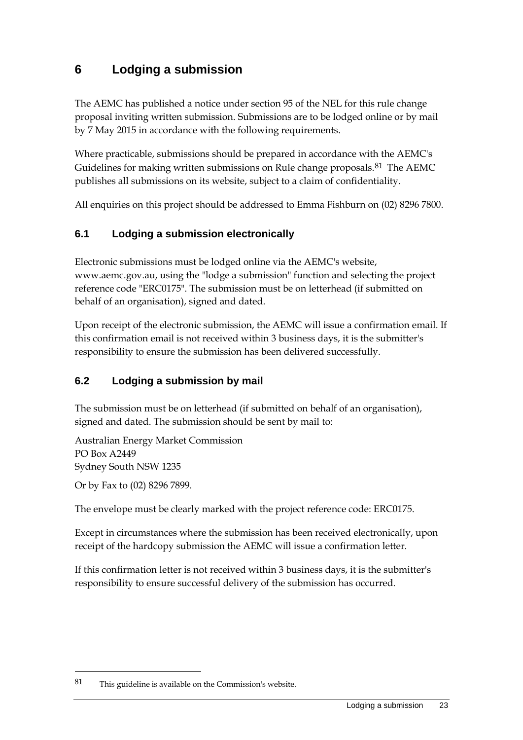# 6 Lodging a submission

The AEMC has published a notice under section 95 of the NEL for this rule change proposal inviting written submission. Submissions are to be lodged online or by mail by 7 May 2015 in accordance with the following requirements.

Where practicable, submissions should be prepared in accordance with the AEMC's Guidelines for making written submissions on Rule change proposals.[81] The AEMC publishes all submissions on its website, subject to a claim of confidentiality.

All enquiries on this project should be addressed to Emma Fishburn on (02) 8296 7800.

## 6.1 Lodging a submission electronically

Electronic submissions must be lodged online via the AEMC's website, www.aemc.gov.au, using the "lodge a submission" function and selecting the project reference code "ERC0175". The submission must be on letterhead (if submitted on behalf of an organisation), signed and dated.

Upon receipt of the electronic submission, the AEMC will issue a confirmation email. If this confirmation email is not received within 3 business days, it is the submitter's responsibility to ensure the submission has been delivered successfully.

## 6.2 Lodging a submission by mail

The submission must be on letterhead (if submitted on behalf of an organisation), signed and dated. The submission should be sent by mail to:

Australian Energy Market Commission
PO Box A2449
Sydney South NSW 1235

Or by Fax to (02) 8296 7899.

The envelope must be clearly marked with the project reference code: ERC0175.

Except in circumstances where the submission has been received electronically, upon receipt of the hardcopy submission the AEMC will issue a confirmation letter.

If this confirmation letter is not received within 3 business days, it is the submitter's responsibility to ensure successful delivery of the submission has occurred.

---

81 This guideline is available on the Commission's website.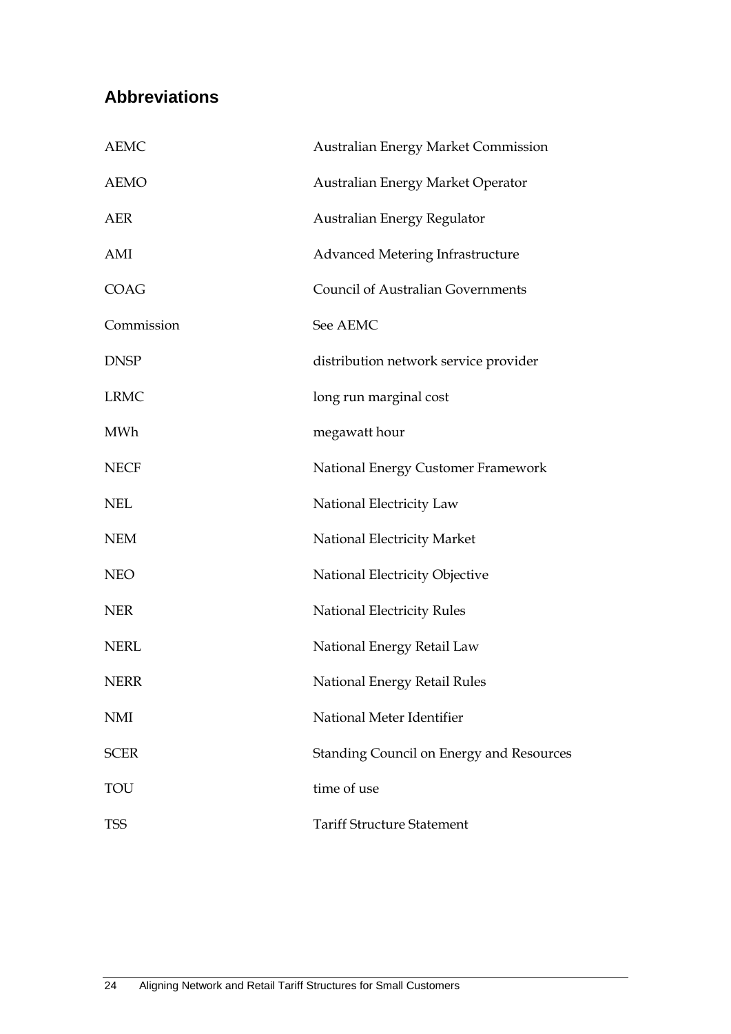## Abbreviations

| | |
|---|---|
| AEMC | Australian Energy Market Commission |
| AEMO | Australian Energy Market Operator |
| AER | Australian Energy Regulator |
| AMI | Advanced Metering Infrastructure |
| COAG | Council of Australian Governments |
| Commission | See AEMC |
| DNSP | distribution network service provider |
| LRMC | long run marginal cost |
| MWh | megawatt hour |
| NECF | National Energy Customer Framework |
| NEL | National Electricity Law |
| NEM | National Electricity Market |
| NEO | National Electricity Objective |
| NER | National Electricity Rules |
| NERL | National Energy Retail Law |
| NERR | National Energy Retail Rules |
| NMI | National Meter Identifier |
| SCER | Standing Council on Energy and Resources |
| TOU | time of use |
| TSS | Tariff Structure Statement |